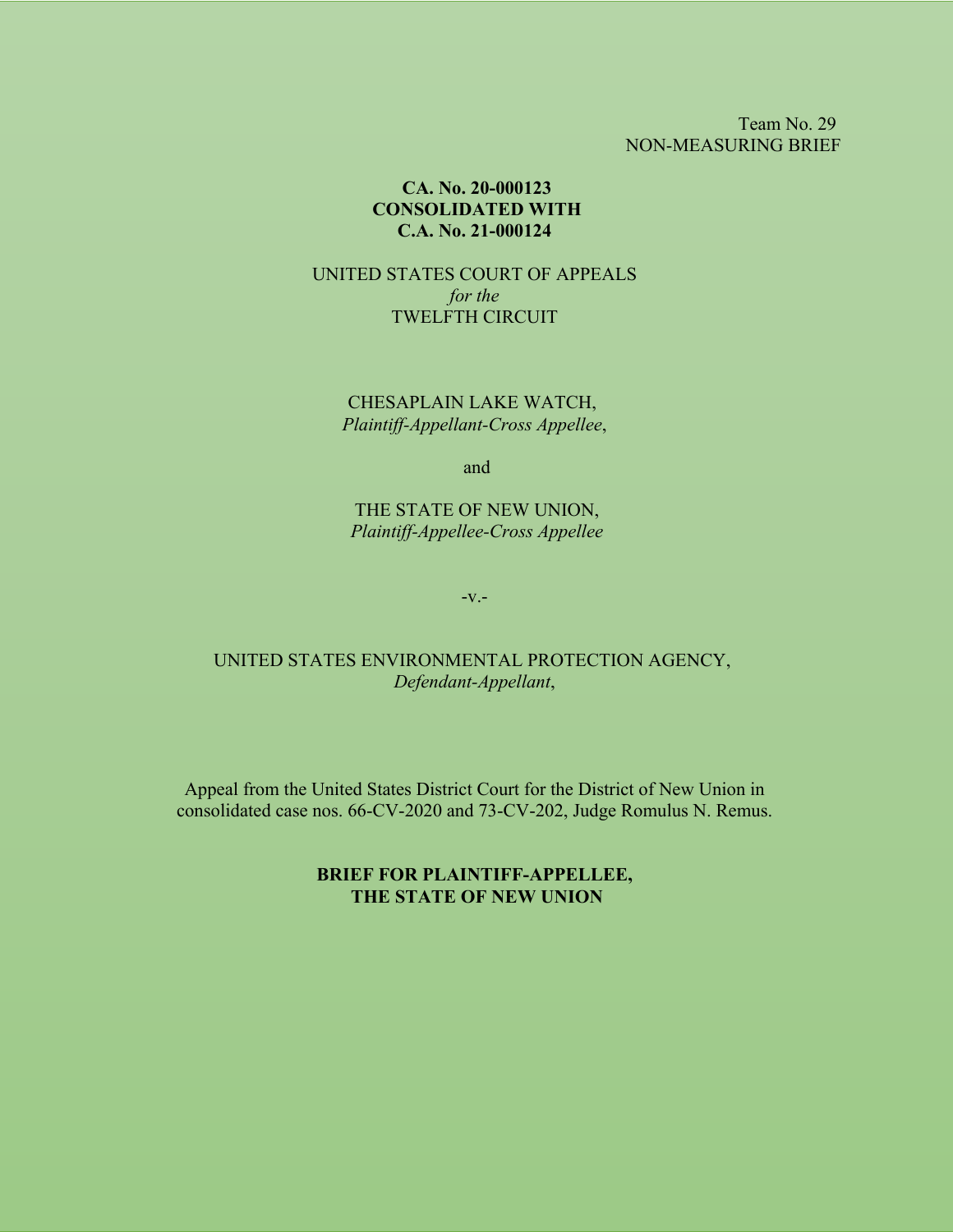Team No. 29
NON-MEASURING BRIEF

**CA. No. 20-000123**
**CONSOLIDATED WITH**
**C.A. No. 21-000124**

UNITED STATES COURT OF APPEALS
*for the*
TWELFTH CIRCUIT

CHESAPLAIN LAKE WATCH,
*Plaintiff-Appellant-Cross Appellee*,

and

THE STATE OF NEW UNION,
*Plaintiff-Appellee-Cross Appellee*

-v.-

UNITED STATES ENVIRONMENTAL PROTECTION AGENCY,
*Defendant-Appellant*,

Appeal from the United States District Court for the District of New Union in consolidated case nos. 66-CV-2020 and 73-CV-202, Judge Romulus N. Remus.

**BRIEF FOR PLAINTIFF-APPELLEE,**
**THE STATE OF NEW UNION**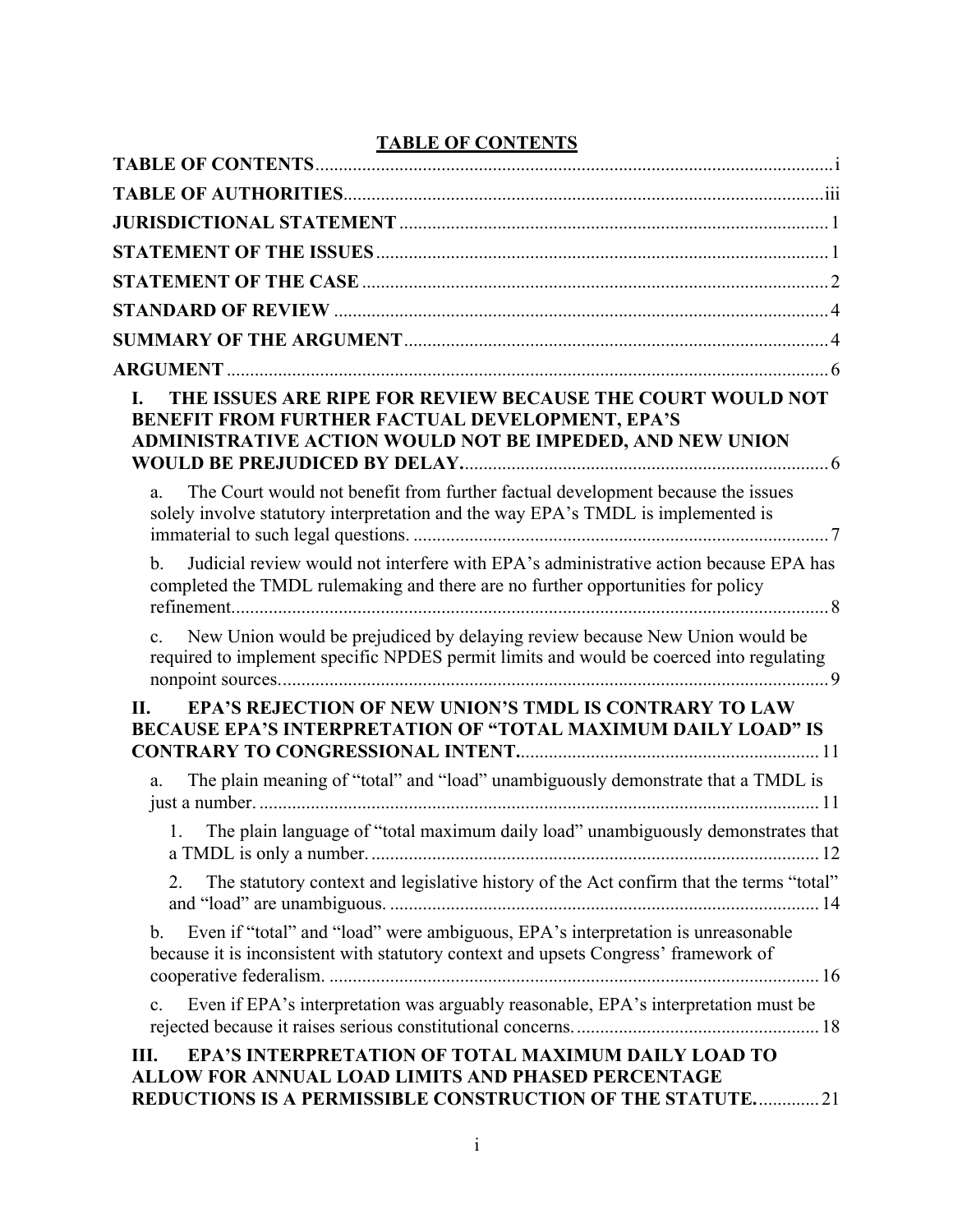# TABLE OF CONTENTS

**TABLE OF CONTENTS** .......... i

**TABLE OF AUTHORITIES** .......... iii

**JURISDICTIONAL STATEMENT** .......... 1

**STATEMENT OF THE ISSUES** .......... 1

**STATEMENT OF THE CASE** .......... 2

**STANDARD OF REVIEW** .......... 4

**SUMMARY OF THE ARGUMENT** .......... 4

**ARGUMENT** .......... 6

**I. THE ISSUES ARE RIPE FOR REVIEW BECAUSE THE COURT WOULD NOT BENEFIT FROM FURTHER FACTUAL DEVELOPMENT, EPA'S ADMINISTRATIVE ACTION WOULD NOT BE IMPEDED, AND NEW UNION WOULD BE PREJUDICED BY DELAY.** .......... 6

a. The Court would not benefit from further factual development because the issues solely involve statutory interpretation and the way EPA's TMDL is implemented is immaterial to such legal questions. .......... 7

b. Judicial review would not interfere with EPA's administrative action because EPA has completed the TMDL rulemaking and there are no further opportunities for policy refinement. .......... 8

c. New Union would be prejudiced by delaying review because New Union would be required to implement specific NPDES permit limits and would be coerced into regulating nonpoint sources. .......... 9

**II. EPA'S REJECTION OF NEW UNION'S TMDL IS CONTRARY TO LAW BECAUSE EPA'S INTERPRETATION OF "TOTAL MAXIMUM DAILY LOAD" IS CONTRARY TO CONGRESSIONAL INTENT.** .......... 11

a. The plain meaning of "total" and "load" unambiguously demonstrate that a TMDL is just a number. .......... 11

1. The plain language of "total maximum daily load" unambiguously demonstrates that a TMDL is only a number. .......... 12

2. The statutory context and legislative history of the Act confirm that the terms "total" and "load" are unambiguous. .......... 14

b. Even if "total" and "load" were ambiguous, EPA's interpretation is unreasonable because it is inconsistent with statutory context and upsets Congress' framework of cooperative federalism. .......... 16

c. Even if EPA's interpretation was arguably reasonable, EPA's interpretation must be rejected because it raises serious constitutional concerns. .......... 18

**III. EPA'S INTERPRETATION OF TOTAL MAXIMUM DAILY LOAD TO ALLOW FOR ANNUAL LOAD LIMITS AND PHASED PERCENTAGE REDUCTIONS IS A PERMISSIBLE CONSTRUCTION OF THE STATUTE.** .......... 21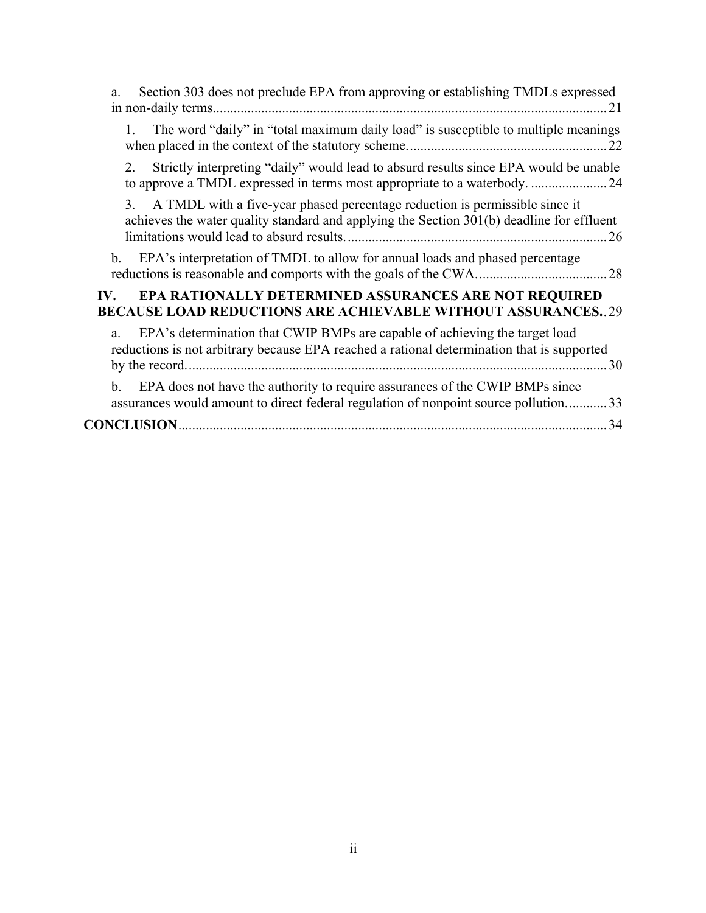a. Section 303 does not preclude EPA from approving or establishing TMDLs expressed in non-daily terms................................................................................................................ 21

1. The word "daily" in "total maximum daily load" is susceptible to multiple meanings when placed in the context of the statutory scheme......................................................... 22

2. Strictly interpreting "daily" would lead to absurd results since EPA would be unable to approve a TMDL expressed in terms most appropriate to a waterbody. ...................... 24

3. A TMDL with a five-year phased percentage reduction is permissible since it achieves the water quality standard and applying the Section 301(b) deadline for effluent limitations would lead to absurd results........................................................................... 26

b. EPA's interpretation of TMDL to allow for annual loads and phased percentage reductions is reasonable and comports with the goals of the CWA...................................... 28

**IV. EPA RATIONALLY DETERMINED ASSURANCES ARE NOT REQUIRED BECAUSE LOAD REDUCTIONS ARE ACHIEVABLE WITHOUT ASSURANCES.** . 29

a. EPA's determination that CWIP BMPs are capable of achieving the target load reductions is not arbitrary because EPA reached a rational determination that is supported by the record........................................................................................................................ 30

b. EPA does not have the authority to require assurances of the CWIP BMPs since assurances would amount to direct federal regulation of nonpoint source pollution............ 33

**CONCLUSION**........................................................................................................................ 34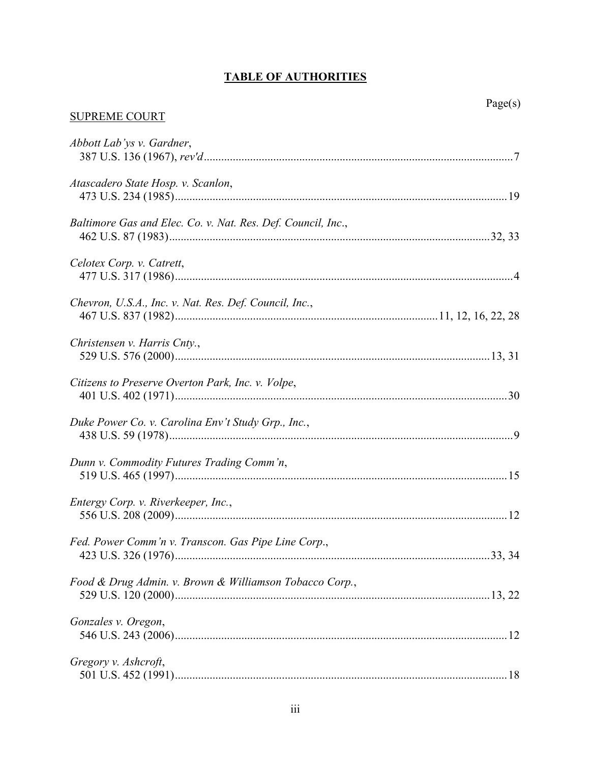# TABLE OF AUTHORITIES

Page(s)

SUPREME COURT

*Abbott Lab'ys v. Gardner*,
387 U.S. 136 (1967), *rev'd*..........7

*Atascadero State Hosp. v. Scanlon*,
473 U.S. 234 (1985)..........19

*Baltimore Gas and Elec. Co. v. Nat. Res. Def. Council, Inc.*,
462 U.S. 87 (1983)..........32, 33

*Celotex Corp. v. Catrett*,
477 U.S. 317 (1986)..........4

*Chevron, U.S.A., Inc. v. Nat. Res. Def. Council, Inc.*,
467 U.S. 837 (1982)..........11, 12, 16, 22, 28

*Christensen v. Harris Cnty.*,
529 U.S. 576 (2000)..........13, 31

*Citizens to Preserve Overton Park, Inc. v. Volpe*,
401 U.S. 402 (1971)..........30

*Duke Power Co. v. Carolina Env't Study Grp., Inc.*,
438 U.S. 59 (1978)..........9

*Dunn v. Commodity Futures Trading Comm'n*,
519 U.S. 465 (1997)..........15

*Entergy Corp. v. Riverkeeper, Inc.*,
556 U.S. 208 (2009)..........12

*Fed. Power Comm'n v. Transcon. Gas Pipe Line Corp.*,
423 U.S. 326 (1976)..........33, 34

*Food & Drug Admin. v. Brown & Williamson Tobacco Corp.*,
529 U.S. 120 (2000)..........13, 22

*Gonzales v. Oregon*,
546 U.S. 243 (2006)..........12

*Gregory v. Ashcroft*,
501 U.S. 452 (1991)..........18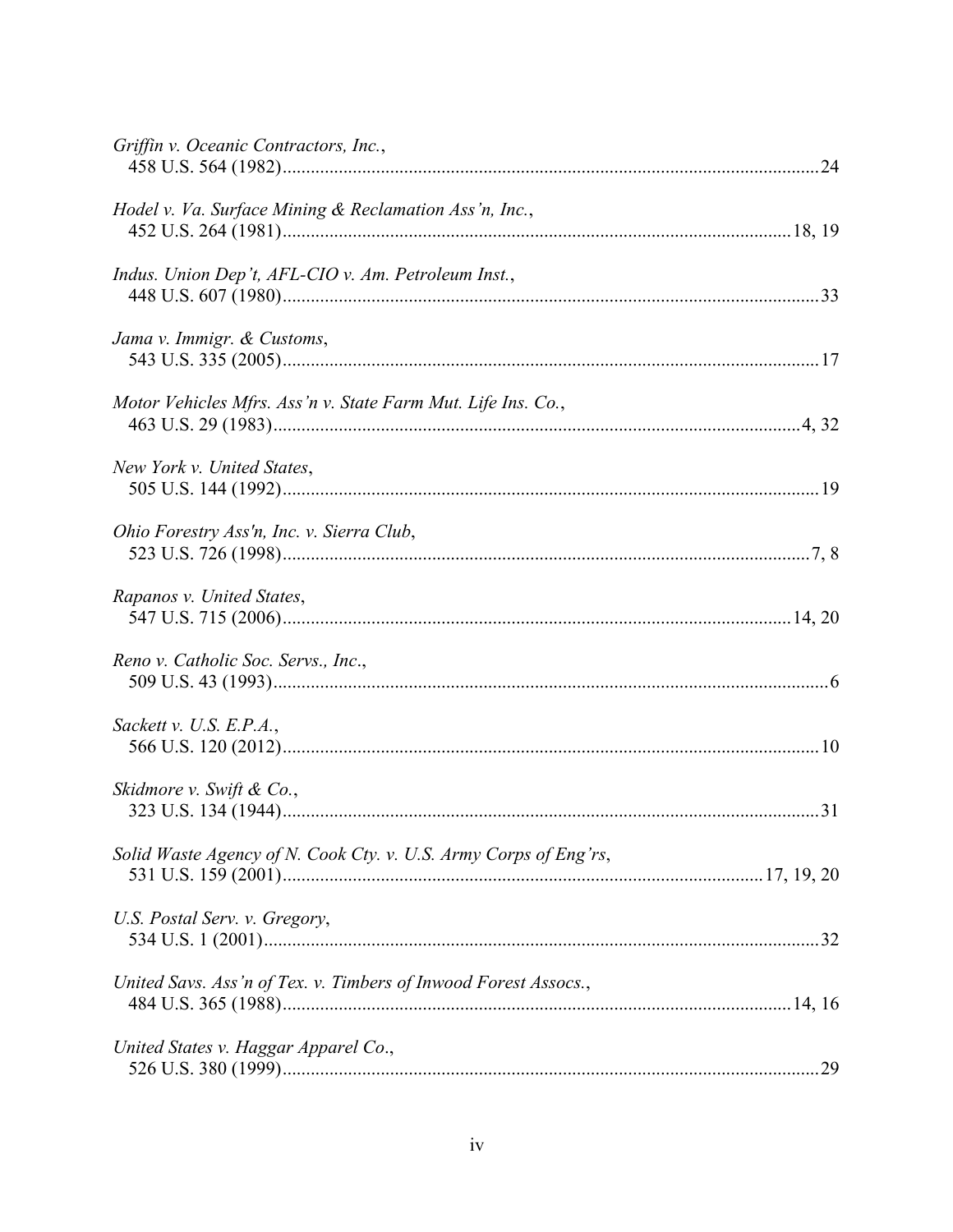*Griffin v. Oceanic Contractors, Inc.*,
458 U.S. 564 (1982)........................................................................................................24

*Hodel v. Va. Surface Mining & Reclamation Ass'n, Inc.*,
452 U.S. 264 (1981)..................................................................................................18, 19

*Indus. Union Dep't, AFL-CIO v. Am. Petroleum Inst.*,
448 U.S. 607 (1980)........................................................................................................33

*Jama v. Immigr. & Customs*,
543 U.S. 335 (2005)........................................................................................................17

*Motor Vehicles Mfrs. Ass'n v. State Farm Mut. Life Ins. Co.*,
463 U.S. 29 (1983)........................................................................................................4, 32

*New York v. United States*,
505 U.S. 144 (1992)........................................................................................................19

*Ohio Forestry Ass'n, Inc. v. Sierra Club*,
523 U.S. 726 (1998)......................................................................................................7, 8

*Rapanos v. United States*,
547 U.S. 715 (2006)..................................................................................................14, 20

*Reno v. Catholic Soc. Servs., Inc.*,
509 U.S. 43 (1993)............................................................................................................6

*Sackett v. U.S. E.P.A.*,
566 U.S. 120 (2012)........................................................................................................10

*Skidmore v. Swift & Co.*,
323 U.S. 134 (1944)........................................................................................................31

*Solid Waste Agency of N. Cook Cty. v. U.S. Army Corps of Eng'rs*,
531 U.S. 159 (2001)..........................................................................................17, 19, 20

*U.S. Postal Serv. v. Gregory*,
534 U.S. 1 (2001)............................................................................................................32

*United Savs. Ass'n of Tex. v. Timbers of Inwood Forest Assocs.*,
484 U.S. 365 (1988)..................................................................................................14, 16

*United States v. Haggar Apparel Co*.,
526 U.S. 380 (1999)........................................................................................................29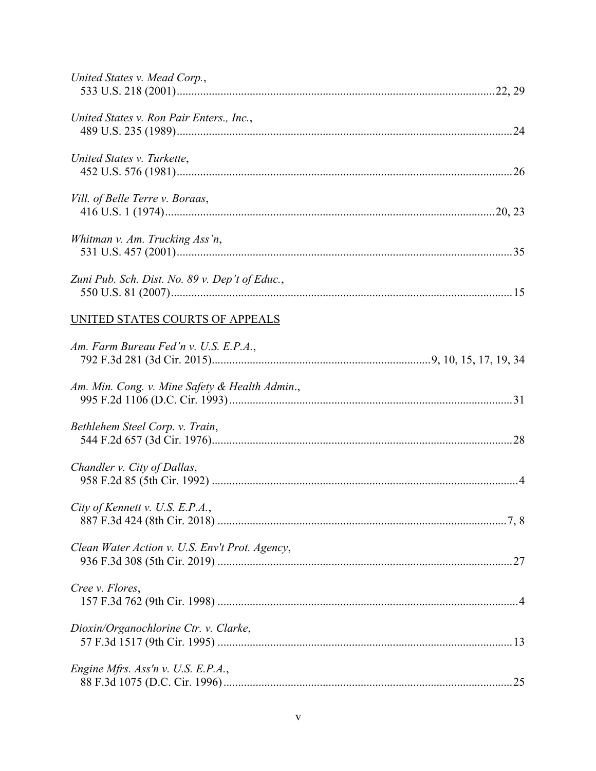*United States v. Mead Corp.*,
533 U.S. 218 (2001) .......... 22, 29

*United States v. Ron Pair Enters., Inc.*,
489 U.S. 235 (1989) .......... 24

*United States v. Turkette*,
452 U.S. 576 (1981) .......... 26

*Vill. of Belle Terre v. Boraas*,
416 U.S. 1 (1974) .......... 20, 23

*Whitman v. Am. Trucking Ass'n*,
531 U.S. 457 (2001) .......... 35

*Zuni Pub. Sch. Dist. No. 89 v. Dep't of Educ.*,
550 U.S. 81 (2007) .......... 15

UNITED STATES COURTS OF APPEALS

*Am. Farm Bureau Fed'n v. U.S. E.P.A.*,
792 F.3d 281 (3d Cir. 2015) .......... 9, 10, 15, 17, 19, 34

*Am. Min. Cong. v. Mine Safety & Health Admin.*,
995 F.2d 1106 (D.C. Cir. 1993) .......... 31

*Bethlehem Steel Corp. v. Train*,
544 F.2d 657 (3d Cir. 1976) .......... 28

*Chandler v. City of Dallas*,
958 F.2d 85 (5th Cir. 1992) .......... 4

*City of Kennett v. U.S. E.P.A.*,
887 F.3d 424 (8th Cir. 2018) .......... 7, 8

*Clean Water Action v. U.S. Env't Prot. Agency*,
936 F.3d 308 (5th Cir. 2019) .......... 27

*Cree v. Flores*,
157 F.3d 762 (9th Cir. 1998) .......... 4

*Dioxin/Organochlorine Ctr. v. Clarke*,
57 F.3d 1517 (9th Cir. 1995) .......... 13

*Engine Mfrs. Ass'n v. U.S. E.P.A.*,
88 F.3d 1075 (D.C. Cir. 1996) .......... 25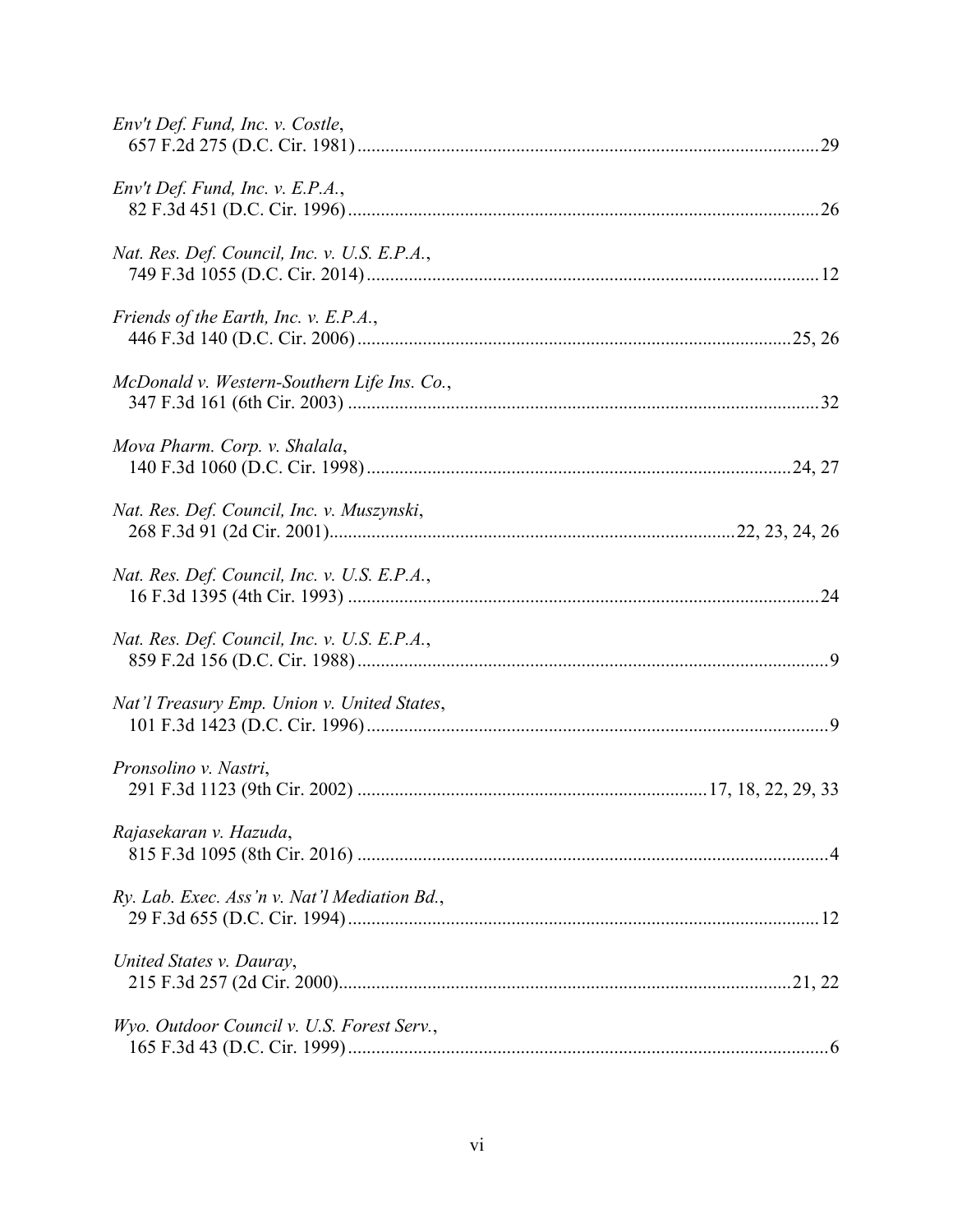*Env't Def. Fund, Inc. v. Costle*,
657 F.2d 275 (D.C. Cir. 1981) .................................................................................................. 29

*Env't Def. Fund, Inc. v. E.P.A.*,
82 F.3d 451 (D.C. Cir. 1996) .................................................................................................... 26

*Nat. Res. Def. Council, Inc. v. U.S. E.P.A.*,
749 F.3d 1055 (D.C. Cir. 2014) ................................................................................................ 12

*Friends of the Earth, Inc. v. E.P.A.*,
446 F.3d 140 (D.C. Cir. 2006) ............................................................................................ 25, 26

*McDonald v. Western-Southern Life Ins. Co.*,
347 F.3d 161 (6th Cir. 2003) .................................................................................................... 32

*Mova Pharm. Corp. v. Shalala*,
140 F.3d 1060 (D.C. Cir. 1998) ........................................................................................... 24, 27

*Nat. Res. Def. Council, Inc. v. Muszynski*,
268 F.3d 91 (2d Cir. 2001) ....................................................................................... 22, 23, 24, 26

*Nat. Res. Def. Council, Inc. v. U.S. E.P.A.*,
16 F.3d 1395 (4th Cir. 1993) .................................................................................................... 24

*Nat. Res. Def. Council, Inc. v. U.S. E.P.A.*,
859 F.2d 156 (D.C. Cir. 1988) .................................................................................................... 9

*Nat'l Treasury Emp. Union v. United States*,
101 F.3d 1423 (D.C. Cir. 1996) .................................................................................................. 9

*Pronsolino v. Nastri*,
291 F.3d 1123 (9th Cir. 2002) .......................................................................... 17, 18, 22, 29, 33

*Rajasekaran v. Hazuda*,
815 F.3d 1095 (8th Cir. 2016) .................................................................................................... 4

*Ry. Lab. Exec. Ass'n v. Nat'l Mediation Bd.*,
29 F.3d 655 (D.C. Cir. 1994) .................................................................................................... 12

*United States v. Dauray*,
215 F.3d 257 (2d Cir. 2000) ................................................................................................ 21, 22

*Wyo. Outdoor Council v. U.S. Forest Serv.*,
165 F.3d 43 (D.C. Cir. 1999) ...................................................................................................... 6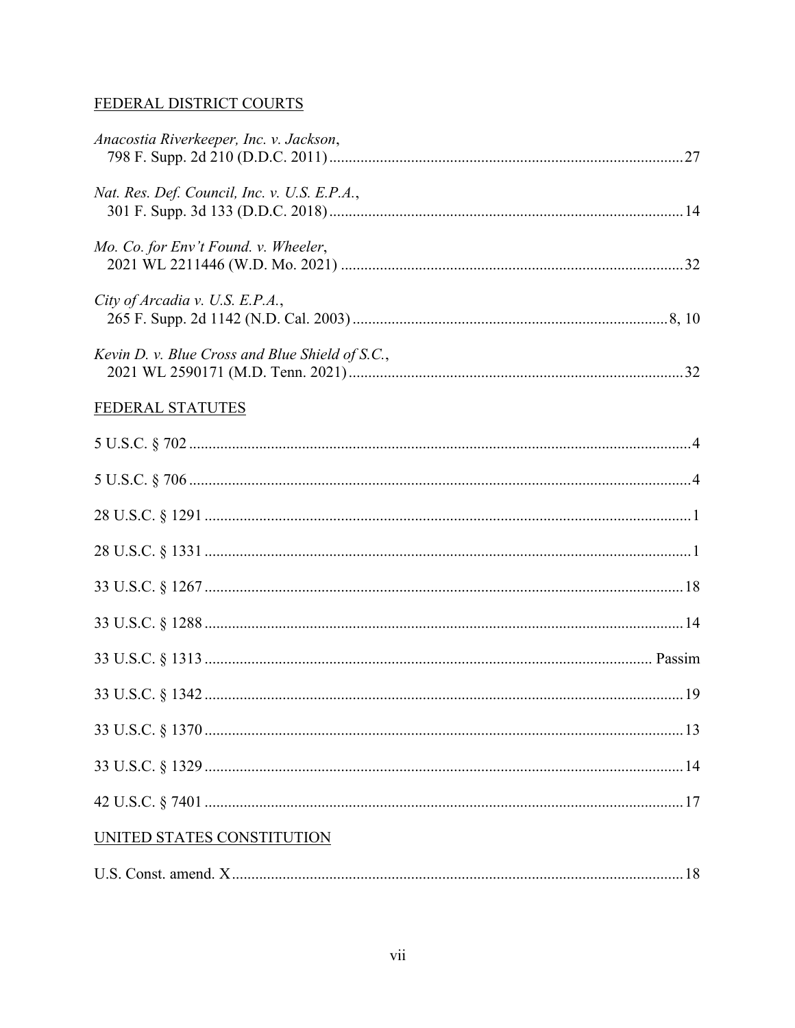FEDERAL DISTRICT COURTS

*Anacostia Riverkeeper, Inc. v. Jackson*,
798 F. Supp. 2d 210 (D.D.C. 2011) ........................................................................................... 27

*Nat. Res. Def. Council, Inc. v. U.S. E.P.A.*,
301 F. Supp. 3d 133 (D.D.C. 2018) ........................................................................................... 14

*Mo. Co. for Env't Found. v. Wheeler*,
2021 WL 2211446 (W.D. Mo. 2021) ......................................................................................... 32

*City of Arcadia v. U.S. E.P.A.*,
265 F. Supp. 2d 1142 (N.D. Cal. 2003) .................................................................................. 8, 10

*Kevin D. v. Blue Cross and Blue Shield of S.C.*,
2021 WL 2590171 (M.D. Tenn. 2021) ...................................................................................... 32

FEDERAL STATUTES

5 U.S.C. § 702 ................................................................................................................................ 4

5 U.S.C. § 706 ................................................................................................................................ 4

28 U.S.C. § 1291 ............................................................................................................................ 1

28 U.S.C. § 1331 ............................................................................................................................ 1

33 U.S.C. § 1267 .......................................................................................................................... 18

33 U.S.C. § 1288 .......................................................................................................................... 14

33 U.S.C. § 1313 .................................................................................................................. Passim

33 U.S.C. § 1342 .......................................................................................................................... 19

33 U.S.C. § 1370 .......................................................................................................................... 13

33 U.S.C. § 1329 .......................................................................................................................... 14

42 U.S.C. § 7401 .......................................................................................................................... 17

UNITED STATES CONSTITUTION

U.S. Const. amend. X ................................................................................................................... 18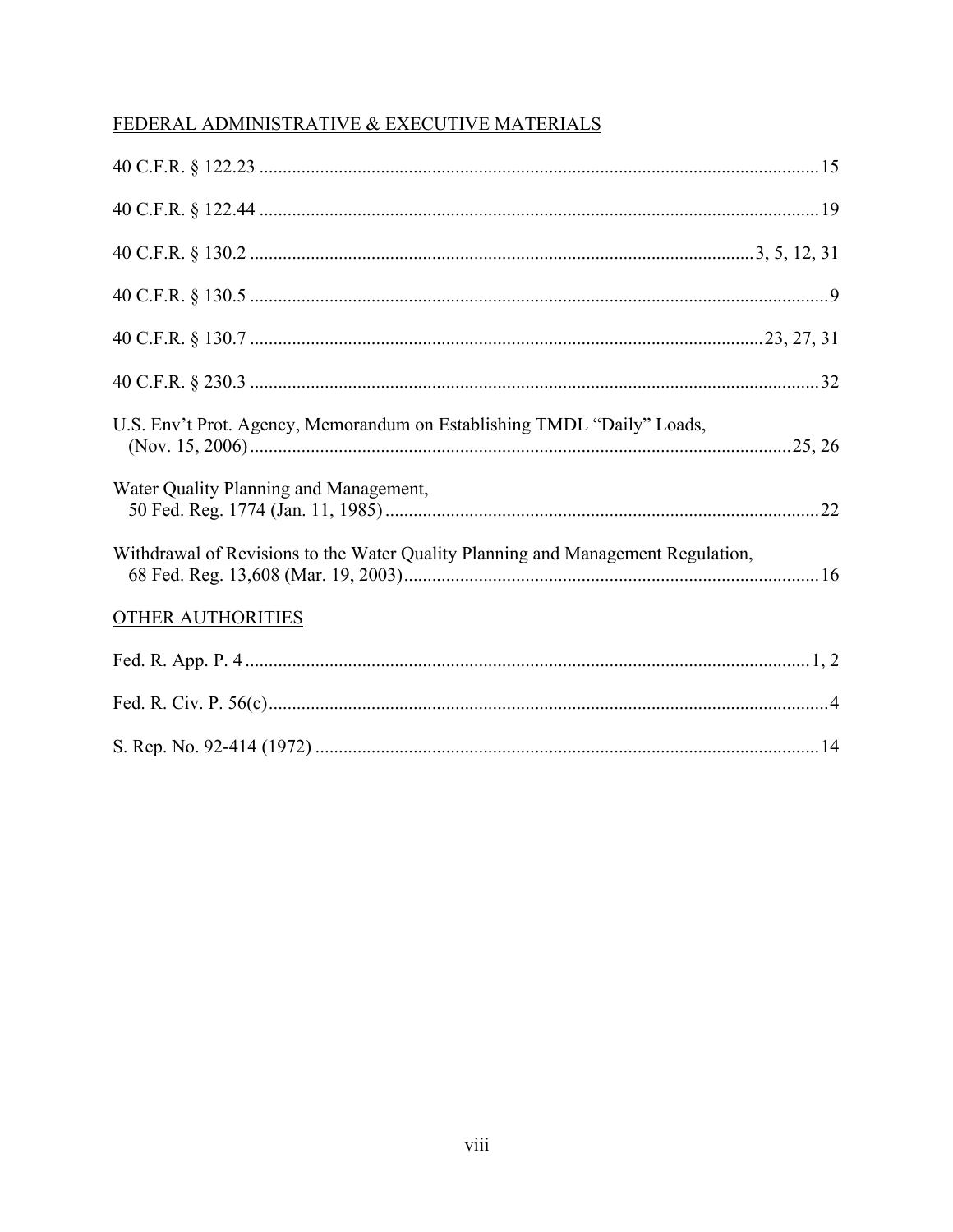## FEDERAL ADMINISTRATIVE & EXECUTIVE MATERIALS

40 C.F.R. § 122.23 .......... 15

40 C.F.R. § 122.44 .......... 19

40 C.F.R. § 130.2 .......... 3, 5, 12, 31

40 C.F.R. § 130.5 .......... 9

40 C.F.R. § 130.7 .......... 23, 27, 31

40 C.F.R. § 230.3 .......... 32

U.S. Env't Prot. Agency, Memorandum on Establishing TMDL "Daily" Loads, (Nov. 15, 2006) .......... 25, 26

Water Quality Planning and Management, 50 Fed. Reg. 1774 (Jan. 11, 1985) .......... 22

Withdrawal of Revisions to the Water Quality Planning and Management Regulation, 68 Fed. Reg. 13,608 (Mar. 19, 2003) .......... 16

## OTHER AUTHORITIES

Fed. R. App. P. 4 .......... 1, 2

Fed. R. Civ. P. 56(c) .......... 4

S. Rep. No. 92-414 (1972) .......... 14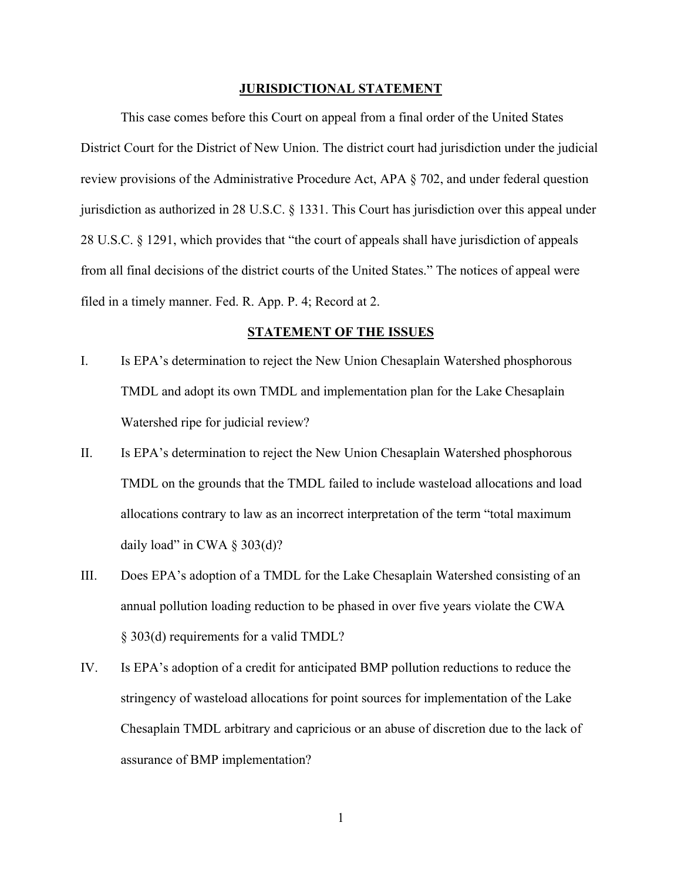## JURISDICTIONAL STATEMENT

This case comes before this Court on appeal from a final order of the United States District Court for the District of New Union. The district court had jurisdiction under the judicial review provisions of the Administrative Procedure Act, APA § 702, and under federal question jurisdiction as authorized in 28 U.S.C. § 1331. This Court has jurisdiction over this appeal under 28 U.S.C. § 1291, which provides that "the court of appeals shall have jurisdiction of appeals from all final decisions of the district courts of the United States." The notices of appeal were filed in a timely manner. Fed. R. App. P. 4; Record at 2.

## STATEMENT OF THE ISSUES

I. Is EPA's determination to reject the New Union Chesaplain Watershed phosphorous TMDL and adopt its own TMDL and implementation plan for the Lake Chesaplain Watershed ripe for judicial review?

II. Is EPA's determination to reject the New Union Chesaplain Watershed phosphorous TMDL on the grounds that the TMDL failed to include wasteload allocations and load allocations contrary to law as an incorrect interpretation of the term "total maximum daily load" in CWA § 303(d)?

III. Does EPA's adoption of a TMDL for the Lake Chesaplain Watershed consisting of an annual pollution loading reduction to be phased in over five years violate the CWA § 303(d) requirements for a valid TMDL?

IV. Is EPA's adoption of a credit for anticipated BMP pollution reductions to reduce the stringency of wasteload allocations for point sources for implementation of the Lake Chesaplain TMDL arbitrary and capricious or an abuse of discretion due to the lack of assurance of BMP implementation?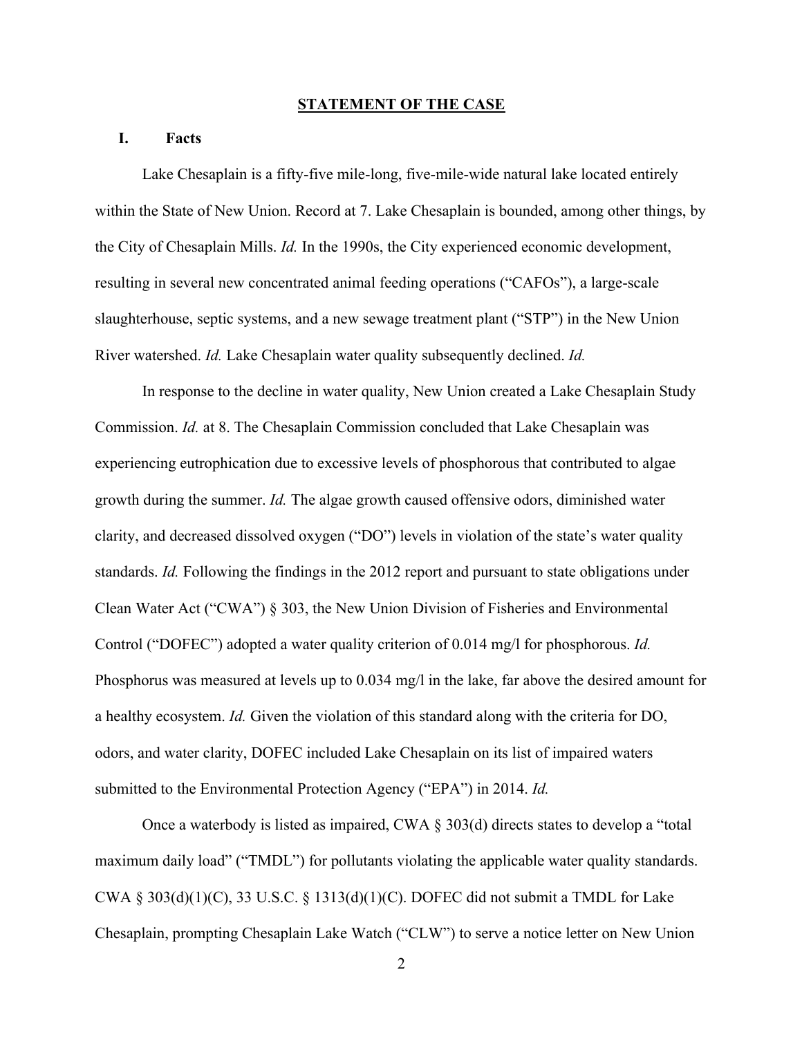## STATEMENT OF THE CASE

### I. Facts

Lake Chesaplain is a fifty-five mile-long, five-mile-wide natural lake located entirely within the State of New Union. Record at 7. Lake Chesaplain is bounded, among other things, by the City of Chesaplain Mills. *Id.* In the 1990s, the City experienced economic development, resulting in several new concentrated animal feeding operations ("CAFOs"), a large-scale slaughterhouse, septic systems, and a new sewage treatment plant ("STP") in the New Union River watershed. *Id.* Lake Chesaplain water quality subsequently declined. *Id.*

In response to the decline in water quality, New Union created a Lake Chesaplain Study Commission. *Id.* at 8. The Chesaplain Commission concluded that Lake Chesaplain was experiencing eutrophication due to excessive levels of phosphorous that contributed to algae growth during the summer. *Id.* The algae growth caused offensive odors, diminished water clarity, and decreased dissolved oxygen ("DO") levels in violation of the state's water quality standards. *Id.* Following the findings in the 2012 report and pursuant to state obligations under Clean Water Act ("CWA") § 303, the New Union Division of Fisheries and Environmental Control ("DOFEC") adopted a water quality criterion of 0.014 mg/l for phosphorous. *Id.* Phosphorus was measured at levels up to 0.034 mg/l in the lake, far above the desired amount for a healthy ecosystem. *Id.* Given the violation of this standard along with the criteria for DO, odors, and water clarity, DOFEC included Lake Chesaplain on its list of impaired waters submitted to the Environmental Protection Agency ("EPA") in 2014. *Id.*

Once a waterbody is listed as impaired, CWA § 303(d) directs states to develop a "total maximum daily load" ("TMDL") for pollutants violating the applicable water quality standards. CWA § 303(d)(1)(C), 33 U.S.C. § 1313(d)(1)(C). DOFEC did not submit a TMDL for Lake Chesaplain, prompting Chesaplain Lake Watch ("CLW") to serve a notice letter on New Union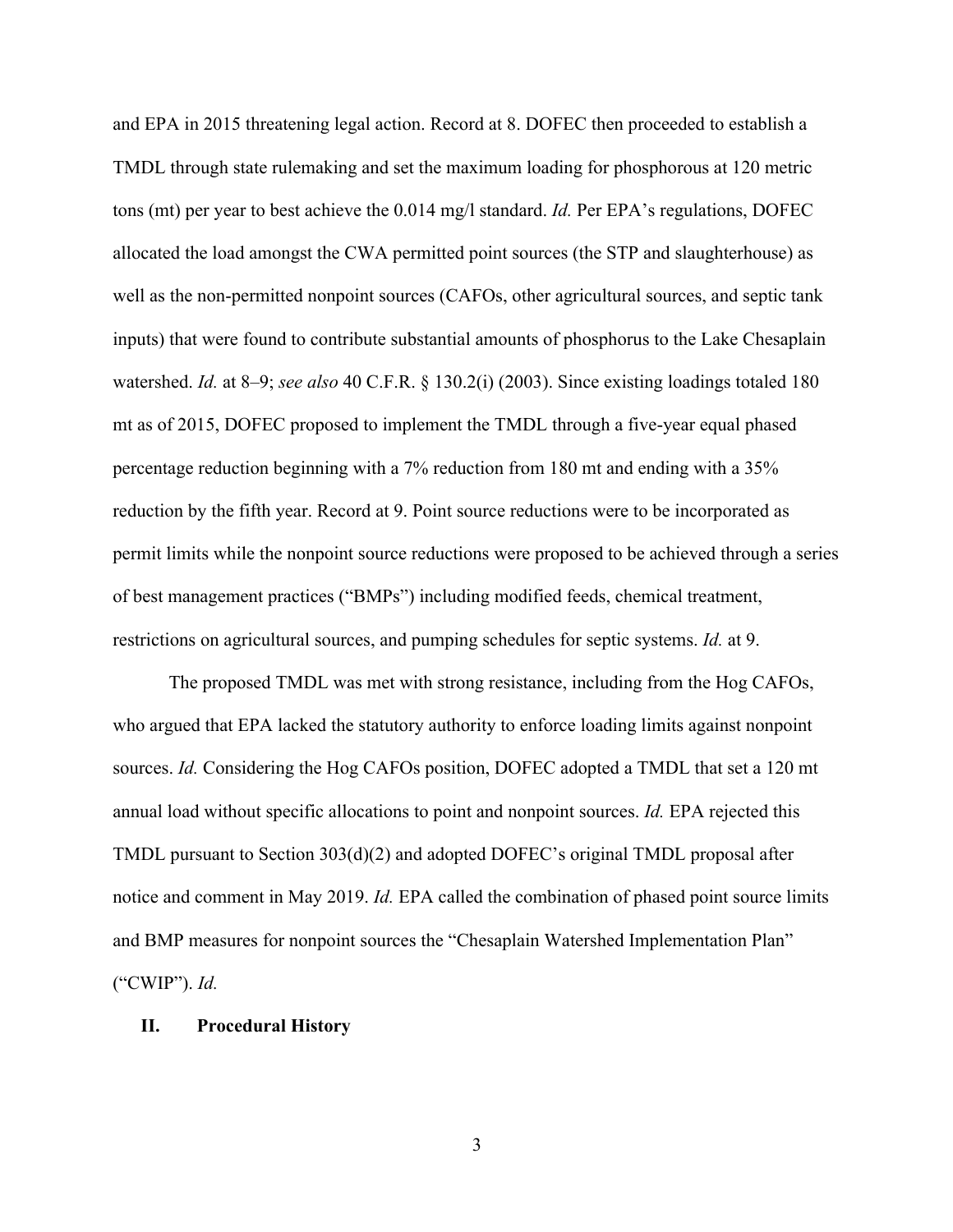and EPA in 2015 threatening legal action. Record at 8. DOFEC then proceeded to establish a TMDL through state rulemaking and set the maximum loading for phosphorous at 120 metric tons (mt) per year to best achieve the 0.014 mg/l standard. *Id.* Per EPA's regulations, DOFEC allocated the load amongst the CWA permitted point sources (the STP and slaughterhouse) as well as the non-permitted nonpoint sources (CAFOs, other agricultural sources, and septic tank inputs) that were found to contribute substantial amounts of phosphorus to the Lake Chesaplain watershed. *Id.* at 8–9; *see also* 40 C.F.R. § 130.2(i) (2003). Since existing loadings totaled 180 mt as of 2015, DOFEC proposed to implement the TMDL through a five-year equal phased percentage reduction beginning with a 7% reduction from 180 mt and ending with a 35% reduction by the fifth year. Record at 9. Point source reductions were to be incorporated as permit limits while the nonpoint source reductions were proposed to be achieved through a series of best management practices ("BMPs") including modified feeds, chemical treatment, restrictions on agricultural sources, and pumping schedules for septic systems. *Id.* at 9.

The proposed TMDL was met with strong resistance, including from the Hog CAFOs, who argued that EPA lacked the statutory authority to enforce loading limits against nonpoint sources. *Id.* Considering the Hog CAFOs position, DOFEC adopted a TMDL that set a 120 mt annual load without specific allocations to point and nonpoint sources. *Id.* EPA rejected this TMDL pursuant to Section 303(d)(2) and adopted DOFEC's original TMDL proposal after notice and comment in May 2019. *Id.* EPA called the combination of phased point source limits and BMP measures for nonpoint sources the "Chesaplain Watershed Implementation Plan" ("CWIP"). *Id.*

## II. Procedural History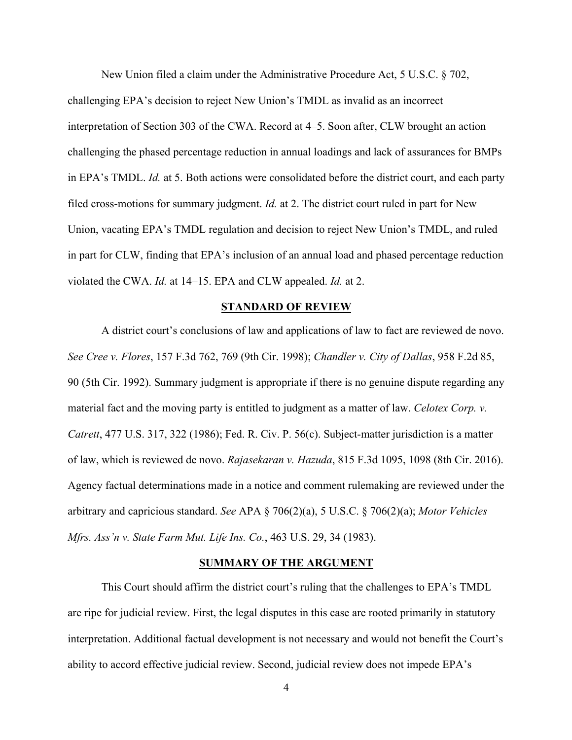New Union filed a claim under the Administrative Procedure Act, 5 U.S.C. § 702, challenging EPA's decision to reject New Union's TMDL as invalid as an incorrect interpretation of Section 303 of the CWA. Record at 4–5. Soon after, CLW brought an action challenging the phased percentage reduction in annual loadings and lack of assurances for BMPs in EPA's TMDL. *Id.* at 5. Both actions were consolidated before the district court, and each party filed cross-motions for summary judgment. *Id.* at 2. The district court ruled in part for New Union, vacating EPA's TMDL regulation and decision to reject New Union's TMDL, and ruled in part for CLW, finding that EPA's inclusion of an annual load and phased percentage reduction violated the CWA. *Id.* at 14–15. EPA and CLW appealed. *Id.* at 2.

## STANDARD OF REVIEW

A district court's conclusions of law and applications of law to fact are reviewed de novo. *See Cree v. Flores*, 157 F.3d 762, 769 (9th Cir. 1998); *Chandler v. City of Dallas*, 958 F.2d 85, 90 (5th Cir. 1992). Summary judgment is appropriate if there is no genuine dispute regarding any material fact and the moving party is entitled to judgment as a matter of law. *Celotex Corp. v. Catrett*, 477 U.S. 317, 322 (1986); Fed. R. Civ. P. 56(c). Subject-matter jurisdiction is a matter of law, which is reviewed de novo. *Rajasekaran v. Hazuda*, 815 F.3d 1095, 1098 (8th Cir. 2016). Agency factual determinations made in a notice and comment rulemaking are reviewed under the arbitrary and capricious standard. *See* APA § 706(2)(a), 5 U.S.C. § 706(2)(a); *Motor Vehicles Mfrs. Ass'n v. State Farm Mut. Life Ins. Co.*, 463 U.S. 29, 34 (1983).

## SUMMARY OF THE ARGUMENT

This Court should affirm the district court's ruling that the challenges to EPA's TMDL are ripe for judicial review. First, the legal disputes in this case are rooted primarily in statutory interpretation. Additional factual development is not necessary and would not benefit the Court's ability to accord effective judicial review. Second, judicial review does not impede EPA's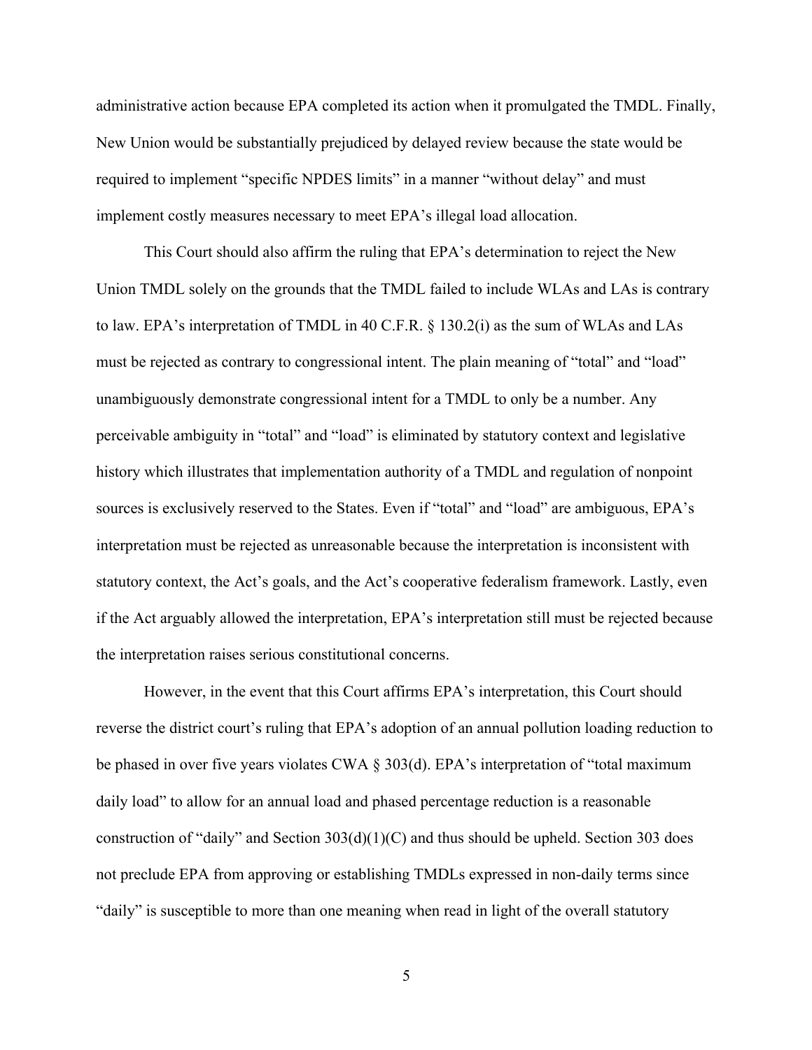administrative action because EPA completed its action when it promulgated the TMDL. Finally, New Union would be substantially prejudiced by delayed review because the state would be required to implement "specific NPDES limits" in a manner "without delay" and must implement costly measures necessary to meet EPA's illegal load allocation.

This Court should also affirm the ruling that EPA's determination to reject the New Union TMDL solely on the grounds that the TMDL failed to include WLAs and LAs is contrary to law. EPA's interpretation of TMDL in 40 C.F.R. § 130.2(i) as the sum of WLAs and LAs must be rejected as contrary to congressional intent. The plain meaning of "total" and "load" unambiguously demonstrate congressional intent for a TMDL to only be a number. Any perceivable ambiguity in "total" and "load" is eliminated by statutory context and legislative history which illustrates that implementation authority of a TMDL and regulation of nonpoint sources is exclusively reserved to the States. Even if "total" and "load" are ambiguous, EPA's interpretation must be rejected as unreasonable because the interpretation is inconsistent with statutory context, the Act's goals, and the Act's cooperative federalism framework. Lastly, even if the Act arguably allowed the interpretation, EPA's interpretation still must be rejected because the interpretation raises serious constitutional concerns.

However, in the event that this Court affirms EPA's interpretation, this Court should reverse the district court's ruling that EPA's adoption of an annual pollution loading reduction to be phased in over five years violates CWA § 303(d). EPA's interpretation of "total maximum daily load" to allow for an annual load and phased percentage reduction is a reasonable construction of "daily" and Section 303(d)(1)(C) and thus should be upheld. Section 303 does not preclude EPA from approving or establishing TMDLs expressed in non-daily terms since "daily" is susceptible to more than one meaning when read in light of the overall statutory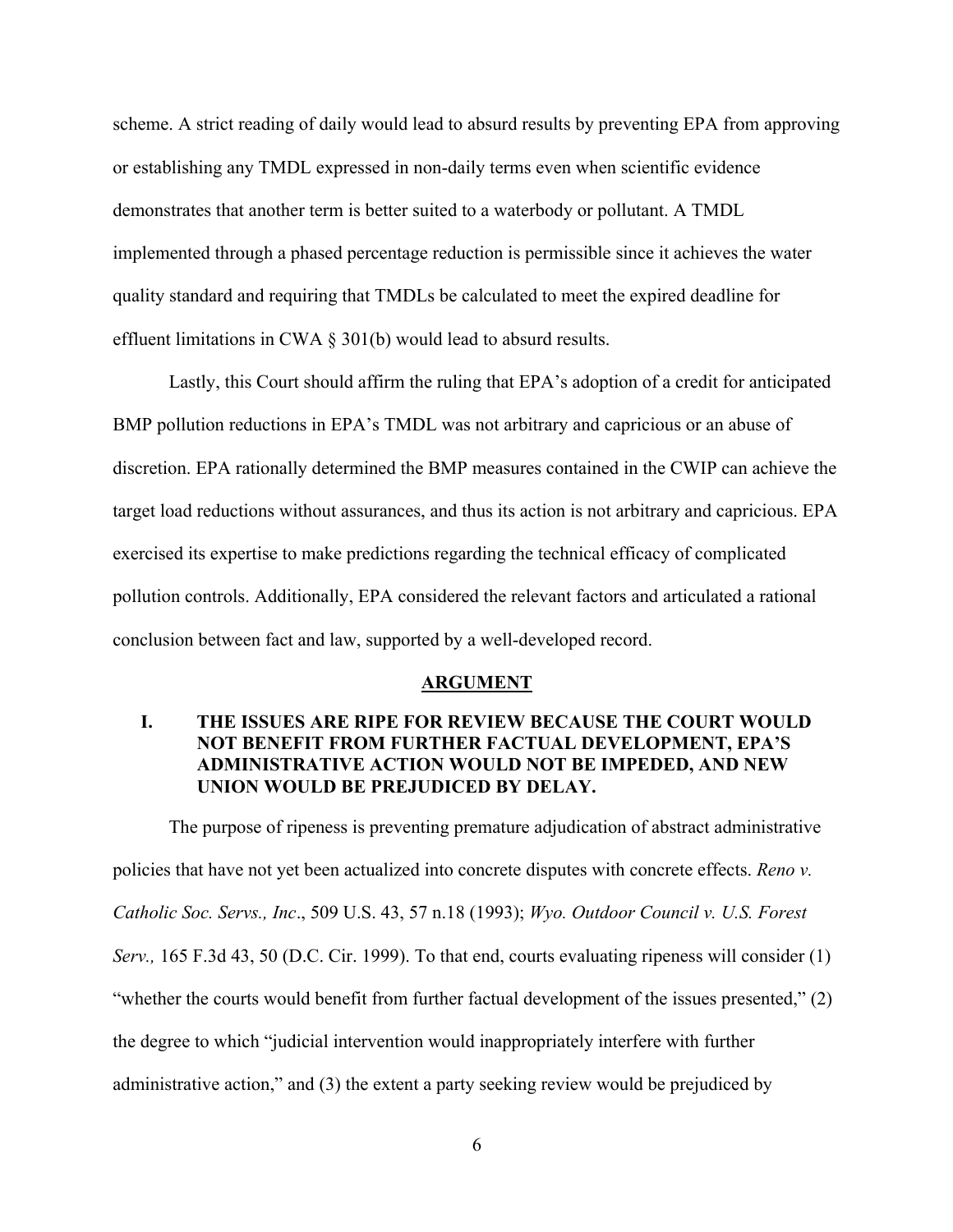scheme. A strict reading of daily would lead to absurd results by preventing EPA from approving or establishing any TMDL expressed in non-daily terms even when scientific evidence demonstrates that another term is better suited to a waterbody or pollutant. A TMDL implemented through a phased percentage reduction is permissible since it achieves the water quality standard and requiring that TMDLs be calculated to meet the expired deadline for effluent limitations in CWA § 301(b) would lead to absurd results.

Lastly, this Court should affirm the ruling that EPA's adoption of a credit for anticipated BMP pollution reductions in EPA's TMDL was not arbitrary and capricious or an abuse of discretion. EPA rationally determined the BMP measures contained in the CWIP can achieve the target load reductions without assurances, and thus its action is not arbitrary and capricious. EPA exercised its expertise to make predictions regarding the technical efficacy of complicated pollution controls. Additionally, EPA considered the relevant factors and articulated a rational conclusion between fact and law, supported by a well-developed record.

## ARGUMENT

### I. THE ISSUES ARE RIPE FOR REVIEW BECAUSE THE COURT WOULD NOT BENEFIT FROM FURTHER FACTUAL DEVELOPMENT, EPA'S ADMINISTRATIVE ACTION WOULD NOT BE IMPEDED, AND NEW UNION WOULD BE PREJUDICED BY DELAY.

The purpose of ripeness is preventing premature adjudication of abstract administrative policies that have not yet been actualized into concrete disputes with concrete effects. *Reno v. Catholic Soc. Servs., Inc*., 509 U.S. 43, 57 n.18 (1993); *Wyo. Outdoor Council v. U.S. Forest Serv.,* 165 F.3d 43, 50 (D.C. Cir. 1999). To that end, courts evaluating ripeness will consider (1) "whether the courts would benefit from further factual development of the issues presented," (2) the degree to which "judicial intervention would inappropriately interfere with further administrative action," and (3) the extent a party seeking review would be prejudiced by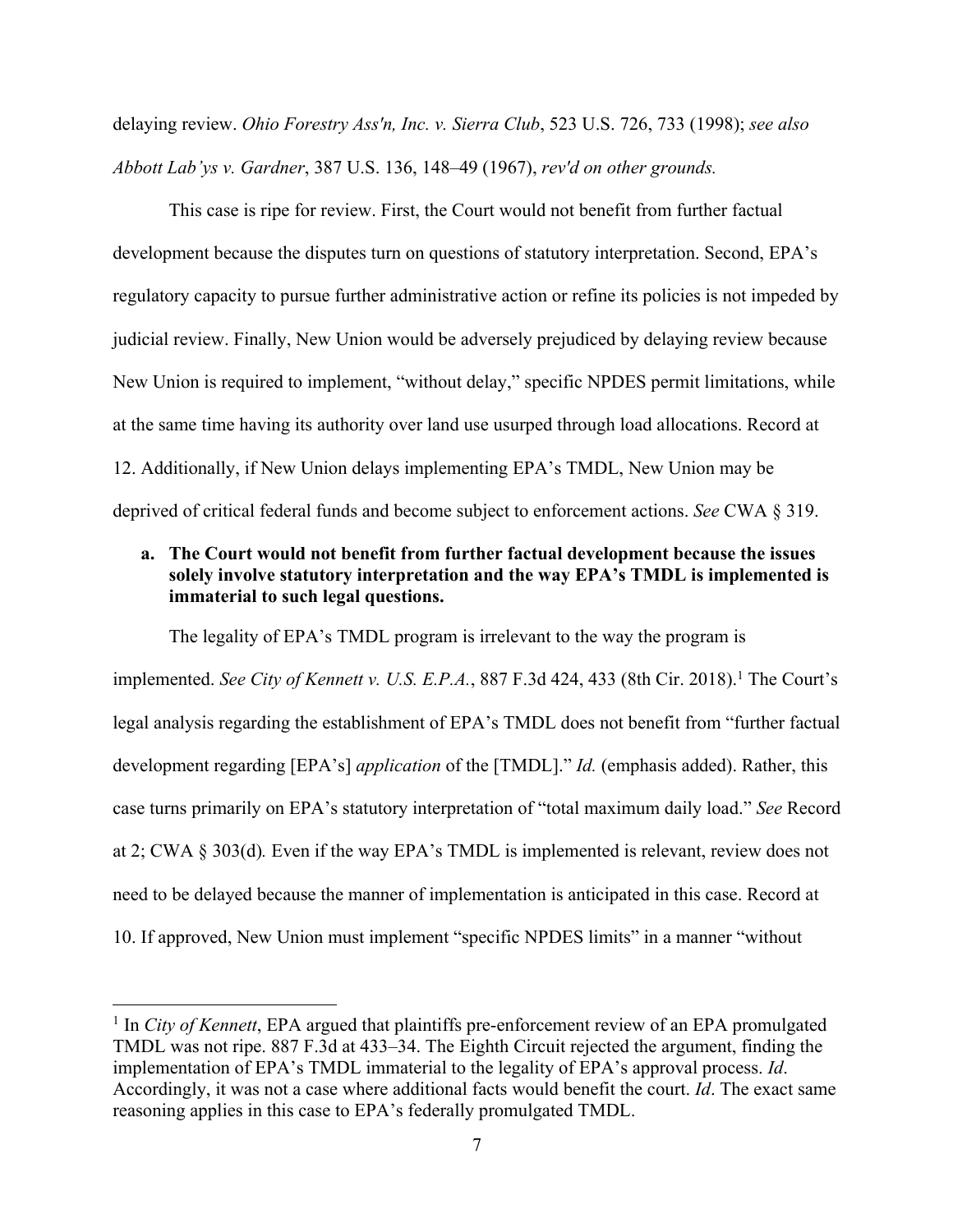delaying review. *Ohio Forestry Ass'n, Inc. v. Sierra Club*, 523 U.S. 726, 733 (1998); *see also Abbott Lab'ys v. Gardner*, 387 U.S. 136, 148–49 (1967), *rev'd on other grounds.*

This case is ripe for review. First, the Court would not benefit from further factual development because the disputes turn on questions of statutory interpretation. Second, EPA's regulatory capacity to pursue further administrative action or refine its policies is not impeded by judicial review. Finally, New Union would be adversely prejudiced by delaying review because New Union is required to implement, "without delay," specific NPDES permit limitations, while at the same time having its authority over land use usurped through load allocations. Record at 12. Additionally, if New Union delays implementing EPA's TMDL, New Union may be deprived of critical federal funds and become subject to enforcement actions. *See* CWA § 319.

**a. The Court would not benefit from further factual development because the issues solely involve statutory interpretation and the way EPA's TMDL is implemented is immaterial to such legal questions.**

The legality of EPA's TMDL program is irrelevant to the way the program is implemented. *See City of Kennett v. U.S. E.P.A.*, 887 F.3d 424, 433 (8th Cir. 2018).[1] The Court's legal analysis regarding the establishment of EPA's TMDL does not benefit from "further factual development regarding [EPA's] *application* of the [TMDL]." *Id.* (emphasis added). Rather, this case turns primarily on EPA's statutory interpretation of "total maximum daily load." *See* Record at 2; CWA § 303(d)*.* Even if the way EPA's TMDL is implemented is relevant, review does not need to be delayed because the manner of implementation is anticipated in this case. Record at 10. If approved, New Union must implement "specific NPDES limits" in a manner "without

[1] In *City of Kennett*, EPA argued that plaintiffs pre-enforcement review of an EPA promulgated TMDL was not ripe. 887 F.3d at 433–34. The Eighth Circuit rejected the argument, finding the implementation of EPA's TMDL immaterial to the legality of EPA's approval process. *Id*. Accordingly, it was not a case where additional facts would benefit the court. *Id*. The exact same reasoning applies in this case to EPA's federally promulgated TMDL.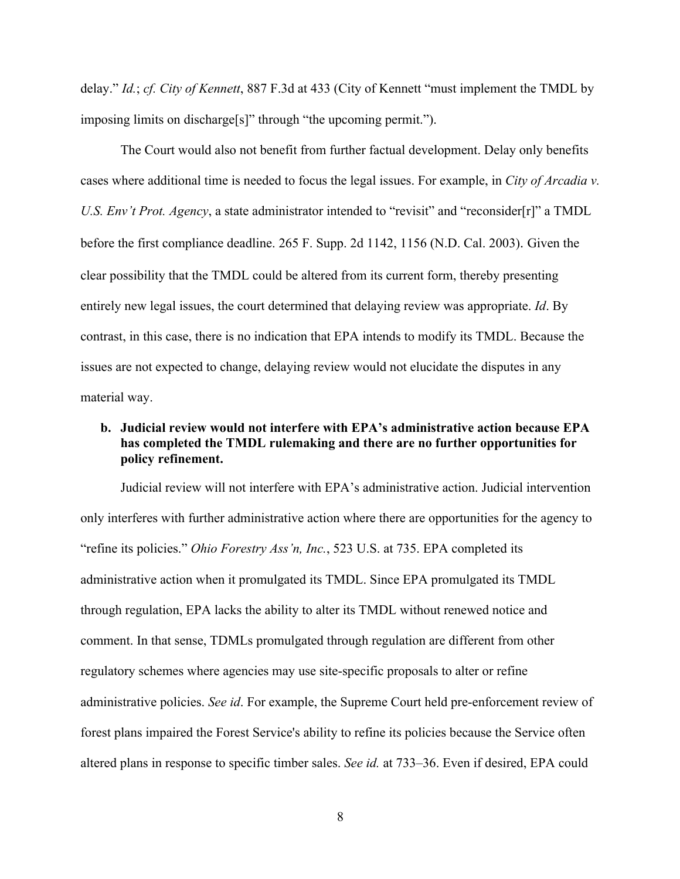delay." *Id.*; *cf. City of Kennett*, 887 F.3d at 433 (City of Kennett "must implement the TMDL by imposing limits on discharge[s]" through "the upcoming permit.").

The Court would also not benefit from further factual development. Delay only benefits cases where additional time is needed to focus the legal issues. For example, in *City of Arcadia v. U.S. Env't Prot. Agency*, a state administrator intended to "revisit" and "reconsider[r]" a TMDL before the first compliance deadline. 265 F. Supp. 2d 1142, 1156 (N.D. Cal. 2003). Given the clear possibility that the TMDL could be altered from its current form, thereby presenting entirely new legal issues, the court determined that delaying review was appropriate. *Id*. By contrast, in this case, there is no indication that EPA intends to modify its TMDL. Because the issues are not expected to change, delaying review would not elucidate the disputes in any material way.

**b. Judicial review would not interfere with EPA's administrative action because EPA has completed the TMDL rulemaking and there are no further opportunities for policy refinement.**

Judicial review will not interfere with EPA's administrative action. Judicial intervention only interferes with further administrative action where there are opportunities for the agency to "refine its policies." *Ohio Forestry Ass'n, Inc.*, 523 U.S. at 735. EPA completed its administrative action when it promulgated its TMDL. Since EPA promulgated its TMDL through regulation, EPA lacks the ability to alter its TMDL without renewed notice and comment. In that sense, TDMLs promulgated through regulation are different from other regulatory schemes where agencies may use site-specific proposals to alter or refine administrative policies. *See id*. For example, the Supreme Court held pre-enforcement review of forest plans impaired the Forest Service's ability to refine its policies because the Service often altered plans in response to specific timber sales. *See id.* at 733–36. Even if desired, EPA could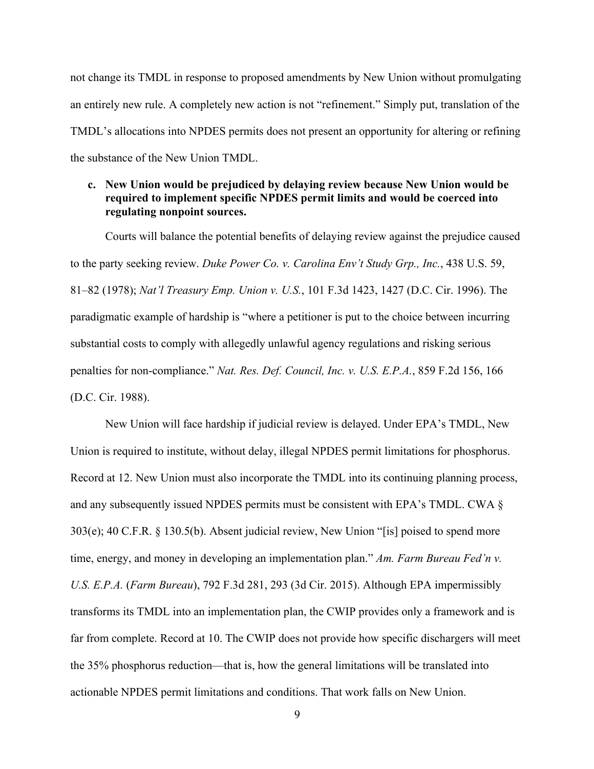not change its TMDL in response to proposed amendments by New Union without promulgating an entirely new rule. A completely new action is not "refinement." Simply put, translation of the TMDL's allocations into NPDES permits does not present an opportunity for altering or refining the substance of the New Union TMDL.

**c. New Union would be prejudiced by delaying review because New Union would be required to implement specific NPDES permit limits and would be coerced into regulating nonpoint sources.**

Courts will balance the potential benefits of delaying review against the prejudice caused to the party seeking review. *Duke Power Co. v. Carolina Env't Study Grp., Inc.*, 438 U.S. 59, 81–82 (1978); *Nat'l Treasury Emp. Union v. U.S.*, 101 F.3d 1423, 1427 (D.C. Cir. 1996). The paradigmatic example of hardship is "where a petitioner is put to the choice between incurring substantial costs to comply with allegedly unlawful agency regulations and risking serious penalties for non-compliance." *Nat. Res. Def. Council, Inc. v. U.S. E.P.A.*, 859 F.2d 156, 166 (D.C. Cir. 1988).

New Union will face hardship if judicial review is delayed. Under EPA's TMDL, New Union is required to institute, without delay, illegal NPDES permit limitations for phosphorus. Record at 12. New Union must also incorporate the TMDL into its continuing planning process, and any subsequently issued NPDES permits must be consistent with EPA's TMDL. CWA § 303(e); 40 C.F.R. § 130.5(b). Absent judicial review, New Union "[is] poised to spend more time, energy, and money in developing an implementation plan." *Am. Farm Bureau Fed'n v. U.S. E.P.A.* (*Farm Bureau*), 792 F.3d 281, 293 (3d Cir. 2015). Although EPA impermissibly transforms its TMDL into an implementation plan, the CWIP provides only a framework and is far from complete. Record at 10. The CWIP does not provide how specific dischargers will meet the 35% phosphorus reduction—that is, how the general limitations will be translated into actionable NPDES permit limitations and conditions. That work falls on New Union.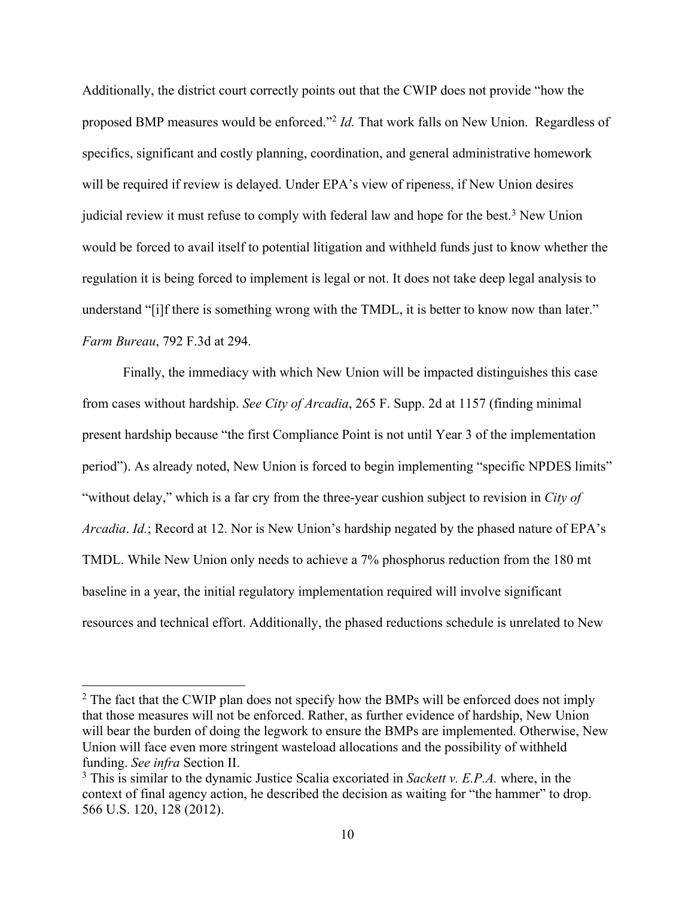Additionally, the district court correctly points out that the CWIP does not provide "how the proposed BMP measures would be enforced."[2] *Id.* That work falls on New Union. Regardless of specifics, significant and costly planning, coordination, and general administrative homework will be required if review is delayed. Under EPA's view of ripeness, if New Union desires judicial review it must refuse to comply with federal law and hope for the best.[3] New Union would be forced to avail itself to potential litigation and withheld funds just to know whether the regulation it is being forced to implement is legal or not. It does not take deep legal analysis to understand "[i]f there is something wrong with the TMDL, it is better to know now than later." *Farm Bureau*, 792 F.3d at 294.

Finally, the immediacy with which New Union will be impacted distinguishes this case from cases without hardship. *See City of Arcadia*, 265 F. Supp. 2d at 1157 (finding minimal present hardship because "the first Compliance Point is not until Year 3 of the implementation period"). As already noted, New Union is forced to begin implementing "specific NPDES limits" "without delay," which is a far cry from the three-year cushion subject to revision in *City of Arcadia*. *Id.*; Record at 12. Nor is New Union's hardship negated by the phased nature of EPA's TMDL. While New Union only needs to achieve a 7% phosphorus reduction from the 180 mt baseline in a year, the initial regulatory implementation required will involve significant resources and technical effort. Additionally, the phased reductions schedule is unrelated to New

[2] The fact that the CWIP plan does not specify how the BMPs will be enforced does not imply that those measures will not be enforced. Rather, as further evidence of hardship, New Union will bear the burden of doing the legwork to ensure the BMPs are implemented. Otherwise, New Union will face even more stringent wasteload allocations and the possibility of withheld funding. *See infra* Section II.

[3] This is similar to the dynamic Justice Scalia excoriated in *Sackett v. E.P.A.* where, in the context of final agency action, he described the decision as waiting for "the hammer" to drop. 566 U.S. 120, 128 (2012).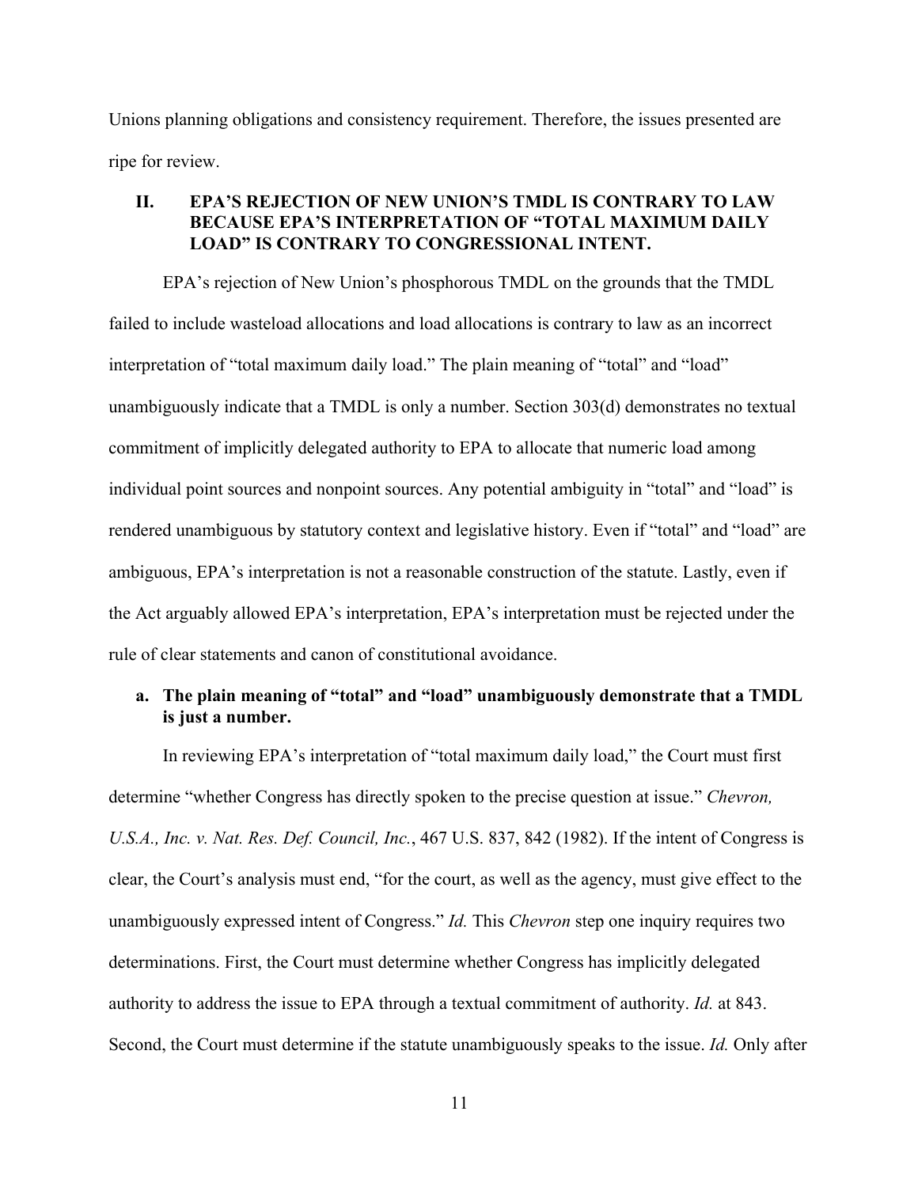Unions planning obligations and consistency requirement. Therefore, the issues presented are ripe for review.

## II. EPA'S REJECTION OF NEW UNION'S TMDL IS CONTRARY TO LAW BECAUSE EPA'S INTERPRETATION OF "TOTAL MAXIMUM DAILY LOAD" IS CONTRARY TO CONGRESSIONAL INTENT.

EPA's rejection of New Union's phosphorous TMDL on the grounds that the TMDL failed to include wasteload allocations and load allocations is contrary to law as an incorrect interpretation of "total maximum daily load." The plain meaning of "total" and "load" unambiguously indicate that a TMDL is only a number. Section 303(d) demonstrates no textual commitment of implicitly delegated authority to EPA to allocate that numeric load among individual point sources and nonpoint sources. Any potential ambiguity in "total" and "load" is rendered unambiguous by statutory context and legislative history. Even if "total" and "load" are ambiguous, EPA's interpretation is not a reasonable construction of the statute. Lastly, even if the Act arguably allowed EPA's interpretation, EPA's interpretation must be rejected under the rule of clear statements and canon of constitutional avoidance.

### a. The plain meaning of "total" and "load" unambiguously demonstrate that a TMDL is just a number.

In reviewing EPA's interpretation of "total maximum daily load," the Court must first determine "whether Congress has directly spoken to the precise question at issue." *Chevron, U.S.A., Inc. v. Nat. Res. Def. Council, Inc.*, 467 U.S. 837, 842 (1982). If the intent of Congress is clear, the Court's analysis must end, "for the court, as well as the agency, must give effect to the unambiguously expressed intent of Congress." *Id.* This *Chevron* step one inquiry requires two determinations. First, the Court must determine whether Congress has implicitly delegated authority to address the issue to EPA through a textual commitment of authority. *Id.* at 843. Second, the Court must determine if the statute unambiguously speaks to the issue. *Id.* Only after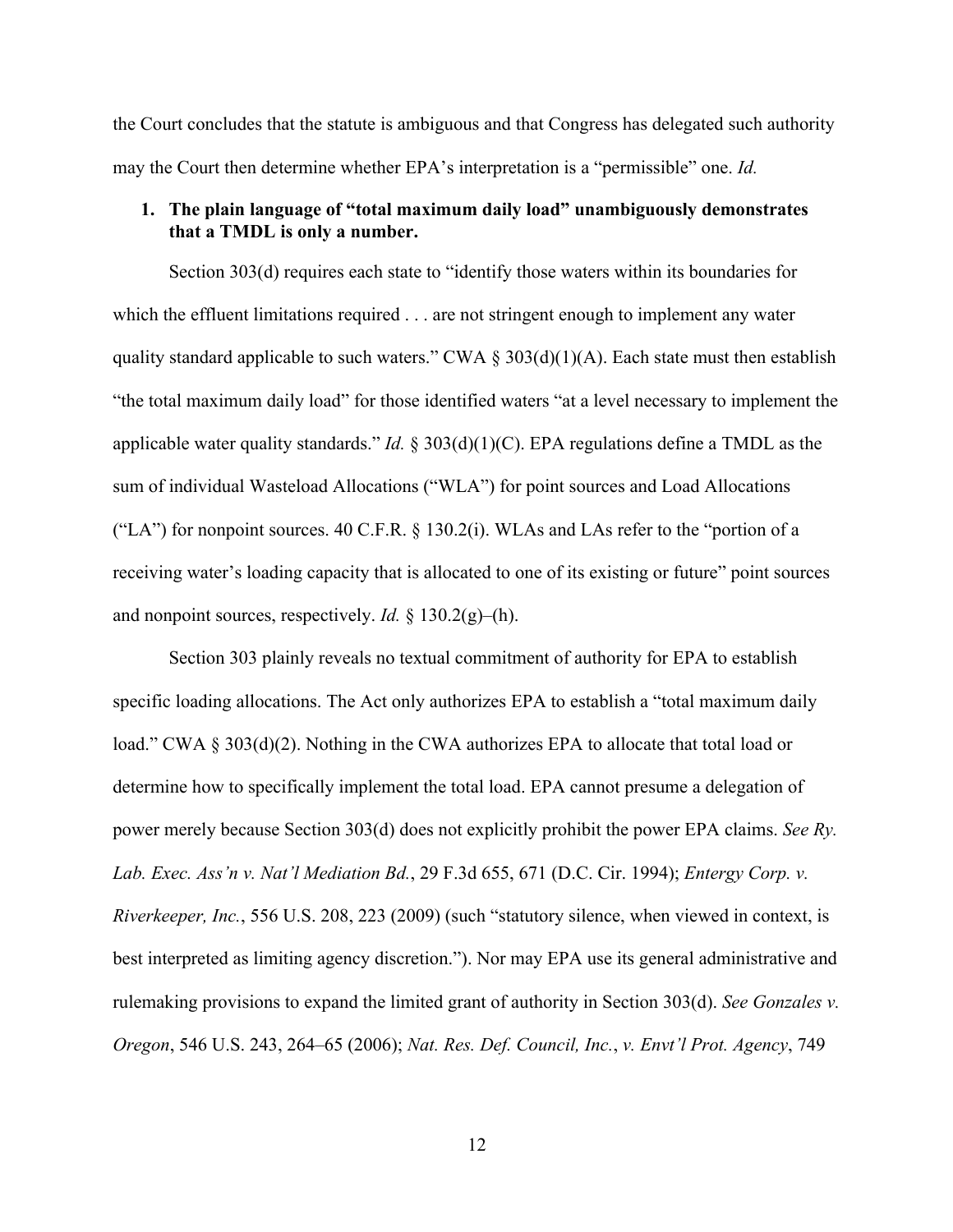the Court concludes that the statute is ambiguous and that Congress has delegated such authority may the Court then determine whether EPA's interpretation is a "permissible" one. *Id.*

**1. The plain language of "total maximum daily load" unambiguously demonstrates that a TMDL is only a number.**

Section 303(d) requires each state to "identify those waters within its boundaries for which the effluent limitations required . . . are not stringent enough to implement any water quality standard applicable to such waters." CWA § 303(d)(1)(A). Each state must then establish "the total maximum daily load" for those identified waters "at a level necessary to implement the applicable water quality standards." *Id.* § 303(d)(1)(C). EPA regulations define a TMDL as the sum of individual Wasteload Allocations ("WLA") for point sources and Load Allocations ("LA") for nonpoint sources. 40 C.F.R. § 130.2(i). WLAs and LAs refer to the "portion of a receiving water's loading capacity that is allocated to one of its existing or future" point sources and nonpoint sources, respectively. *Id.* § 130.2(g)–(h).

Section 303 plainly reveals no textual commitment of authority for EPA to establish specific loading allocations. The Act only authorizes EPA to establish a "total maximum daily load." CWA § 303(d)(2). Nothing in the CWA authorizes EPA to allocate that total load or determine how to specifically implement the total load. EPA cannot presume a delegation of power merely because Section 303(d) does not explicitly prohibit the power EPA claims. *See Ry. Lab. Exec. Ass'n v. Nat'l Mediation Bd.*, 29 F.3d 655, 671 (D.C. Cir. 1994); *Entergy Corp. v. Riverkeeper, Inc.*, 556 U.S. 208, 223 (2009) (such "statutory silence, when viewed in context, is best interpreted as limiting agency discretion."). Nor may EPA use its general administrative and rulemaking provisions to expand the limited grant of authority in Section 303(d). *See Gonzales v. Oregon*, 546 U.S. 243, 264–65 (2006); *Nat. Res. Def. Council, Inc.*, *v. Envt'l Prot. Agency*, 749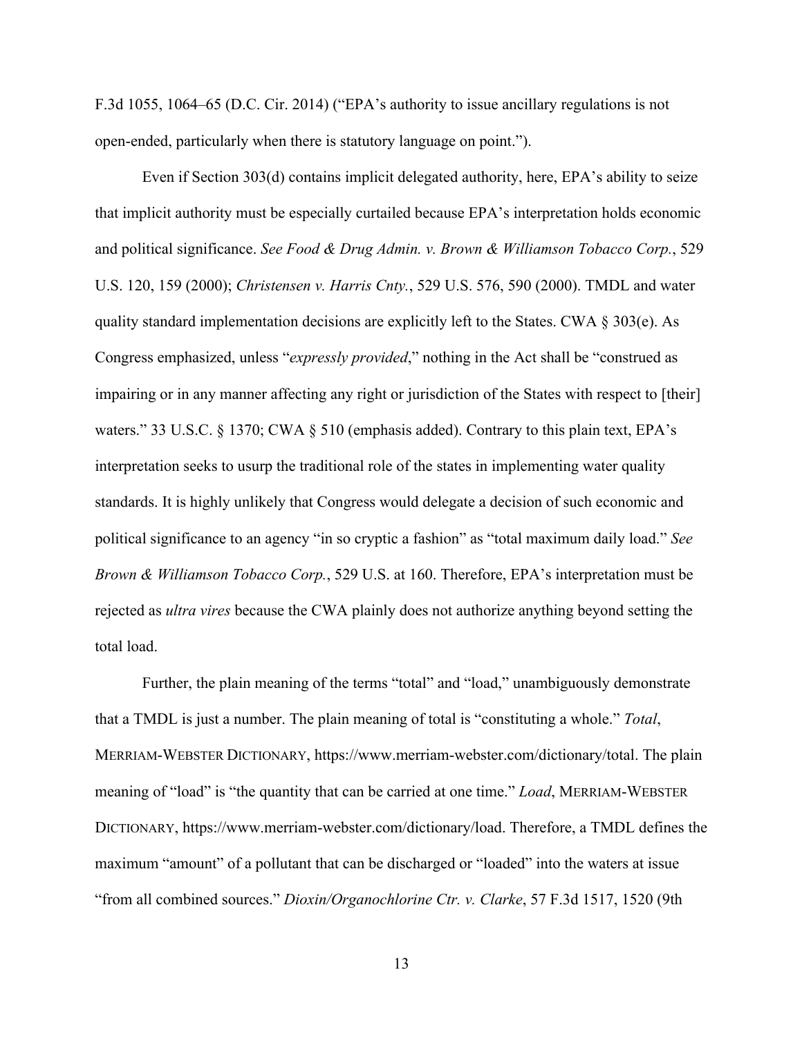F.3d 1055, 1064–65 (D.C. Cir. 2014) ("EPA's authority to issue ancillary regulations is not open-ended, particularly when there is statutory language on point.").

Even if Section 303(d) contains implicit delegated authority, here, EPA's ability to seize that implicit authority must be especially curtailed because EPA's interpretation holds economic and political significance. *See Food & Drug Admin. v. Brown & Williamson Tobacco Corp.*, 529 U.S. 120, 159 (2000); *Christensen v. Harris Cnty.*, 529 U.S. 576, 590 (2000). TMDL and water quality standard implementation decisions are explicitly left to the States. CWA § 303(e). As Congress emphasized, unless "*expressly provided*," nothing in the Act shall be "construed as impairing or in any manner affecting any right or jurisdiction of the States with respect to [their] waters." 33 U.S.C. § 1370; CWA § 510 (emphasis added). Contrary to this plain text, EPA's interpretation seeks to usurp the traditional role of the states in implementing water quality standards. It is highly unlikely that Congress would delegate a decision of such economic and political significance to an agency "in so cryptic a fashion" as "total maximum daily load." *See Brown & Williamson Tobacco Corp.*, 529 U.S. at 160. Therefore, EPA's interpretation must be rejected as *ultra vires* because the CWA plainly does not authorize anything beyond setting the total load.

Further, the plain meaning of the terms "total" and "load," unambiguously demonstrate that a TMDL is just a number. The plain meaning of total is "constituting a whole." *Total*, MERRIAM-WEBSTER DICTIONARY, https://www.merriam-webster.com/dictionary/total. The plain meaning of "load" is "the quantity that can be carried at one time." *Load*, MERRIAM-WEBSTER DICTIONARY, https://www.merriam-webster.com/dictionary/load. Therefore, a TMDL defines the maximum "amount" of a pollutant that can be discharged or "loaded" into the waters at issue "from all combined sources." *Dioxin/Organochlorine Ctr. v. Clarke*, 57 F.3d 1517, 1520 (9th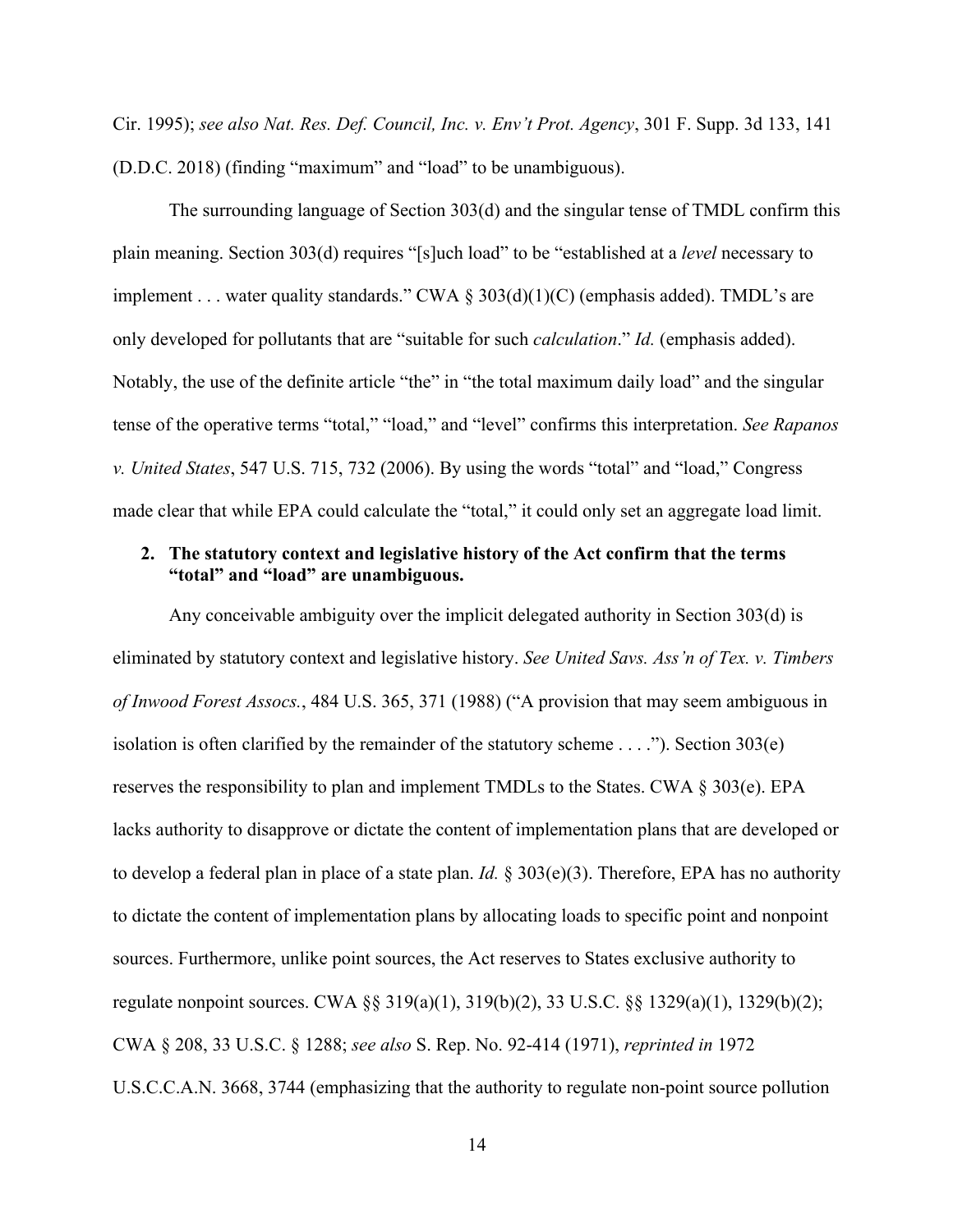Cir. 1995); *see also Nat. Res. Def. Council, Inc. v. Env't Prot. Agency*, 301 F. Supp. 3d 133, 141 (D.D.C. 2018) (finding "maximum" and "load" to be unambiguous).

The surrounding language of Section 303(d) and the singular tense of TMDL confirm this plain meaning. Section 303(d) requires "[s]uch load" to be "established at a *level* necessary to implement . . . water quality standards." CWA § 303(d)(1)(C) (emphasis added). TMDL's are only developed for pollutants that are "suitable for such *calculation*." *Id.* (emphasis added). Notably, the use of the definite article "the" in "the total maximum daily load" and the singular tense of the operative terms "total," "load," and "level" confirms this interpretation. *See Rapanos v. United States*, 547 U.S. 715, 732 (2006). By using the words "total" and "load," Congress made clear that while EPA could calculate the "total," it could only set an aggregate load limit.

### 2. The statutory context and legislative history of the Act confirm that the terms "total" and "load" are unambiguous.

Any conceivable ambiguity over the implicit delegated authority in Section 303(d) is eliminated by statutory context and legislative history. *See United Savs. Ass'n of Tex. v. Timbers of Inwood Forest Assocs.*, 484 U.S. 365, 371 (1988) ("A provision that may seem ambiguous in isolation is often clarified by the remainder of the statutory scheme . . . ."). Section 303(e) reserves the responsibility to plan and implement TMDLs to the States. CWA § 303(e). EPA lacks authority to disapprove or dictate the content of implementation plans that are developed or to develop a federal plan in place of a state plan. *Id.* § 303(e)(3). Therefore, EPA has no authority to dictate the content of implementation plans by allocating loads to specific point and nonpoint sources. Furthermore, unlike point sources, the Act reserves to States exclusive authority to regulate nonpoint sources. CWA §§ 319(a)(1), 319(b)(2), 33 U.S.C. §§ 1329(a)(1), 1329(b)(2); CWA § 208, 33 U.S.C. § 1288; *see also* S. Rep. No. 92-414 (1971), *reprinted in* 1972 U.S.C.C.A.N. 3668, 3744 (emphasizing that the authority to regulate non-point source pollution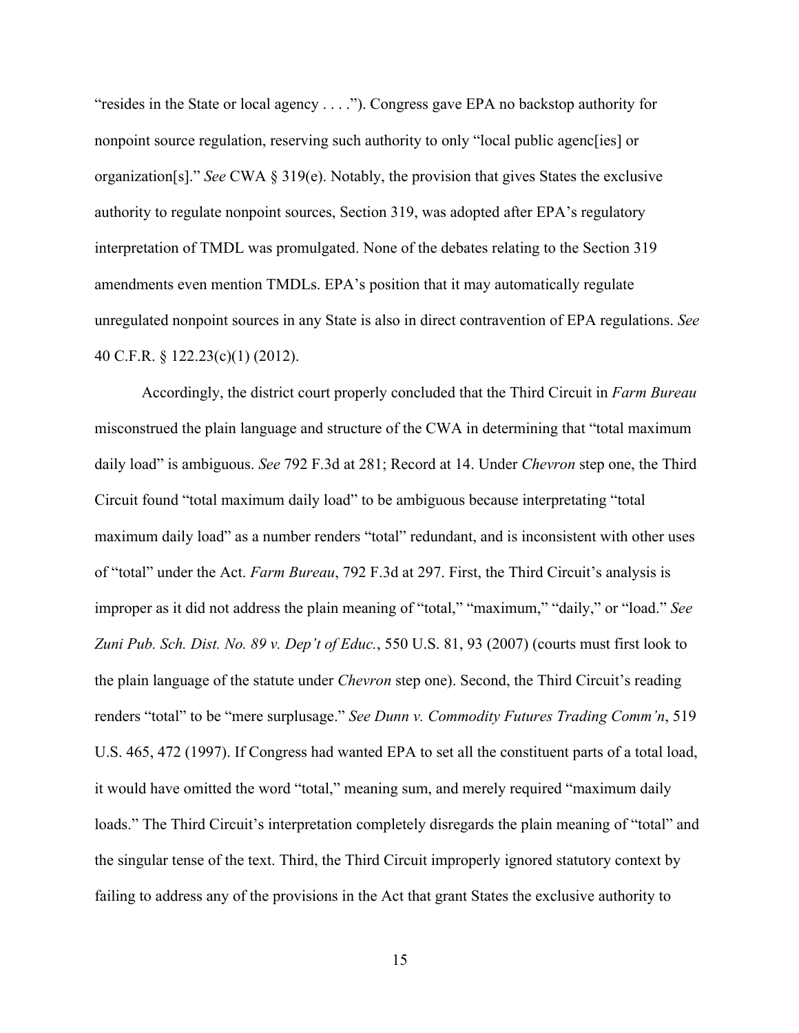"resides in the State or local agency . . . ."). Congress gave EPA no backstop authority for nonpoint source regulation, reserving such authority to only "local public agenc[ies] or organization[s]." *See* CWA § 319(e). Notably, the provision that gives States the exclusive authority to regulate nonpoint sources, Section 319, was adopted after EPA's regulatory interpretation of TMDL was promulgated. None of the debates relating to the Section 319 amendments even mention TMDLs. EPA's position that it may automatically regulate unregulated nonpoint sources in any State is also in direct contravention of EPA regulations. *See* 40 C.F.R. § 122.23(c)(1) (2012).

Accordingly, the district court properly concluded that the Third Circuit in *Farm Bureau* misconstrued the plain language and structure of the CWA in determining that "total maximum daily load" is ambiguous. *See* 792 F.3d at 281; Record at 14. Under *Chevron* step one, the Third Circuit found "total maximum daily load" to be ambiguous because interpretating "total maximum daily load" as a number renders "total" redundant, and is inconsistent with other uses of "total" under the Act. *Farm Bureau*, 792 F.3d at 297. First, the Third Circuit's analysis is improper as it did not address the plain meaning of "total," "maximum," "daily," or "load." *See Zuni Pub. Sch. Dist. No. 89 v. Dep't of Educ.*, 550 U.S. 81, 93 (2007) (courts must first look to the plain language of the statute under *Chevron* step one). Second, the Third Circuit's reading renders "total" to be "mere surplusage." *See Dunn v. Commodity Futures Trading Comm'n*, 519 U.S. 465, 472 (1997). If Congress had wanted EPA to set all the constituent parts of a total load, it would have omitted the word "total," meaning sum, and merely required "maximum daily loads." The Third Circuit's interpretation completely disregards the plain meaning of "total" and the singular tense of the text. Third, the Third Circuit improperly ignored statutory context by failing to address any of the provisions in the Act that grant States the exclusive authority to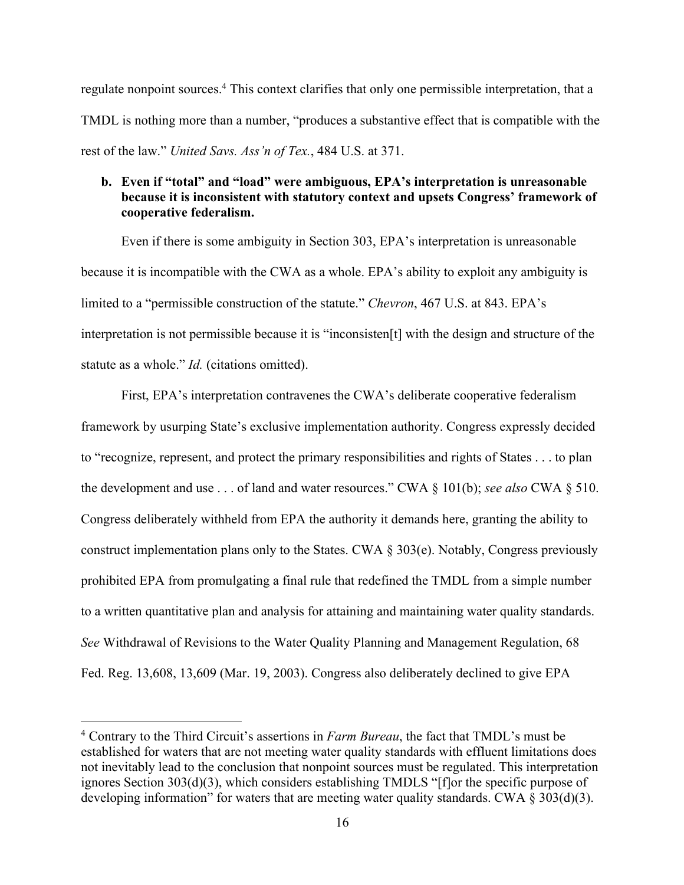regulate nonpoint sources.[4] This context clarifies that only one permissible interpretation, that a TMDL is nothing more than a number, "produces a substantive effect that is compatible with the rest of the law." *United Savs. Ass'n of Tex.*, 484 U.S. at 371.

**b. Even if "total" and "load" were ambiguous, EPA's interpretation is unreasonable because it is inconsistent with statutory context and upsets Congress' framework of cooperative federalism.**

Even if there is some ambiguity in Section 303, EPA's interpretation is unreasonable because it is incompatible with the CWA as a whole. EPA's ability to exploit any ambiguity is limited to a "permissible construction of the statute." *Chevron*, 467 U.S. at 843. EPA's interpretation is not permissible because it is "inconsisten[t] with the design and structure of the statute as a whole." *Id.* (citations omitted).

First, EPA's interpretation contravenes the CWA's deliberate cooperative federalism framework by usurping State's exclusive implementation authority. Congress expressly decided to "recognize, represent, and protect the primary responsibilities and rights of States . . . to plan the development and use . . . of land and water resources." CWA § 101(b); *see also* CWA § 510. Congress deliberately withheld from EPA the authority it demands here, granting the ability to construct implementation plans only to the States. CWA § 303(e). Notably, Congress previously prohibited EPA from promulgating a final rule that redefined the TMDL from a simple number to a written quantitative plan and analysis for attaining and maintaining water quality standards. *See* Withdrawal of Revisions to the Water Quality Planning and Management Regulation, 68 Fed. Reg. 13,608, 13,609 (Mar. 19, 2003). Congress also deliberately declined to give EPA

---

[4] Contrary to the Third Circuit's assertions in *Farm Bureau*, the fact that TMDL's must be established for waters that are not meeting water quality standards with effluent limitations does not inevitably lead to the conclusion that nonpoint sources must be regulated. This interpretation ignores Section 303(d)(3), which considers establishing TMDLS "[f]or the specific purpose of developing information" for waters that are meeting water quality standards. CWA § 303(d)(3).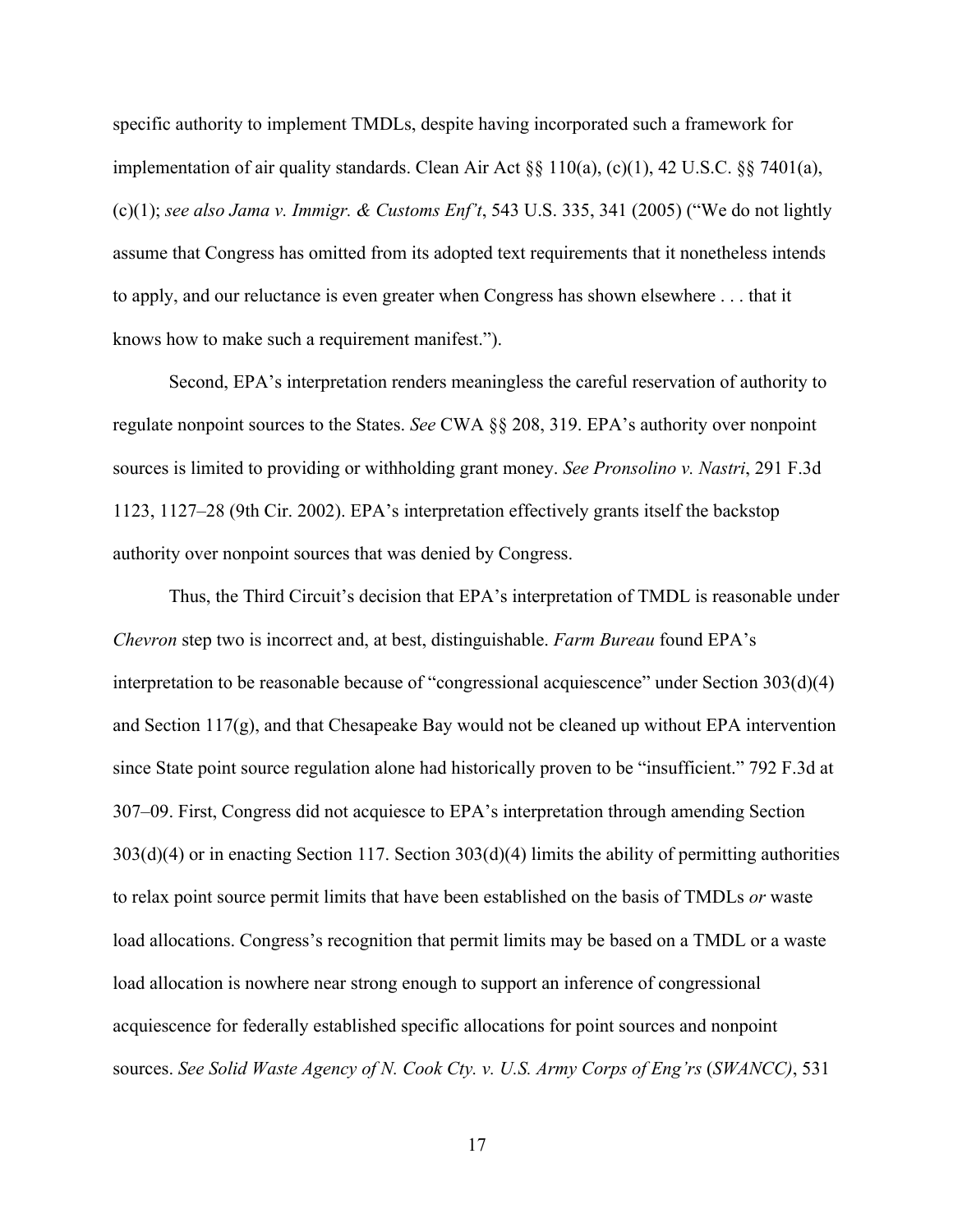specific authority to implement TMDLs, despite having incorporated such a framework for implementation of air quality standards. Clean Air Act §§ 110(a), (c)(1), 42 U.S.C. §§ 7401(a), (c)(1); *see also Jama v. Immigr. & Customs Enf't*, 543 U.S. 335, 341 (2005) ("We do not lightly assume that Congress has omitted from its adopted text requirements that it nonetheless intends to apply, and our reluctance is even greater when Congress has shown elsewhere . . . that it knows how to make such a requirement manifest.").

Second, EPA's interpretation renders meaningless the careful reservation of authority to regulate nonpoint sources to the States. *See* CWA §§ 208, 319. EPA's authority over nonpoint sources is limited to providing or withholding grant money. *See Pronsolino v. Nastri*, 291 F.3d 1123, 1127–28 (9th Cir. 2002). EPA's interpretation effectively grants itself the backstop authority over nonpoint sources that was denied by Congress.

Thus, the Third Circuit's decision that EPA's interpretation of TMDL is reasonable under *Chevron* step two is incorrect and, at best, distinguishable. *Farm Bureau* found EPA's interpretation to be reasonable because of "congressional acquiescence" under Section 303(d)(4) and Section 117(g), and that Chesapeake Bay would not be cleaned up without EPA intervention since State point source regulation alone had historically proven to be "insufficient." 792 F.3d at 307–09. First, Congress did not acquiesce to EPA's interpretation through amending Section 303(d)(4) or in enacting Section 117. Section 303(d)(4) limits the ability of permitting authorities to relax point source permit limits that have been established on the basis of TMDLs *or* waste load allocations. Congress's recognition that permit limits may be based on a TMDL or a waste load allocation is nowhere near strong enough to support an inference of congressional acquiescence for federally established specific allocations for point sources and nonpoint sources. *See Solid Waste Agency of N. Cook Cty. v. U.S. Army Corps of Eng'rs* (*SWANCC)*, 531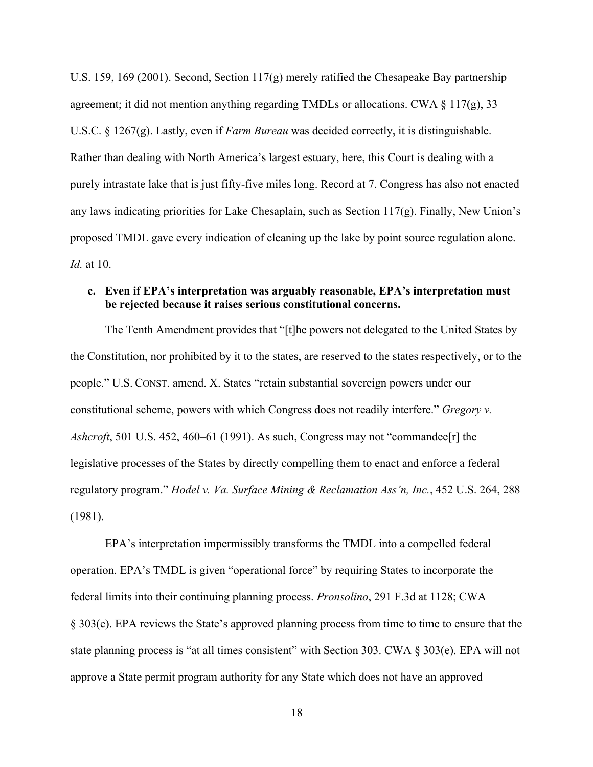U.S. 159, 169 (2001). Second, Section 117(g) merely ratified the Chesapeake Bay partnership agreement; it did not mention anything regarding TMDLs or allocations. CWA § 117(g), 33 U.S.C. § 1267(g). Lastly, even if *Farm Bureau* was decided correctly, it is distinguishable. Rather than dealing with North America's largest estuary, here, this Court is dealing with a purely intrastate lake that is just fifty-five miles long. Record at 7. Congress has also not enacted any laws indicating priorities for Lake Chesaplain, such as Section 117(g). Finally, New Union's proposed TMDL gave every indication of cleaning up the lake by point source regulation alone. *Id.* at 10.

**c. Even if EPA's interpretation was arguably reasonable, EPA's interpretation must be rejected because it raises serious constitutional concerns.**

The Tenth Amendment provides that "[t]he powers not delegated to the United States by the Constitution, nor prohibited by it to the states, are reserved to the states respectively, or to the people." U.S. CONST. amend. X. States "retain substantial sovereign powers under our constitutional scheme, powers with which Congress does not readily interfere." *Gregory v. Ashcroft*, 501 U.S. 452, 460–61 (1991). As such, Congress may not "commandee[r] the legislative processes of the States by directly compelling them to enact and enforce a federal regulatory program." *Hodel v. Va. Surface Mining & Reclamation Ass'n, Inc.*, 452 U.S. 264, 288 (1981).

EPA's interpretation impermissibly transforms the TMDL into a compelled federal operation. EPA's TMDL is given "operational force" by requiring States to incorporate the federal limits into their continuing planning process. *Pronsolino*, 291 F.3d at 1128; CWA § 303(e). EPA reviews the State's approved planning process from time to time to ensure that the state planning process is "at all times consistent" with Section 303. CWA § 303(e). EPA will not approve a State permit program authority for any State which does not have an approved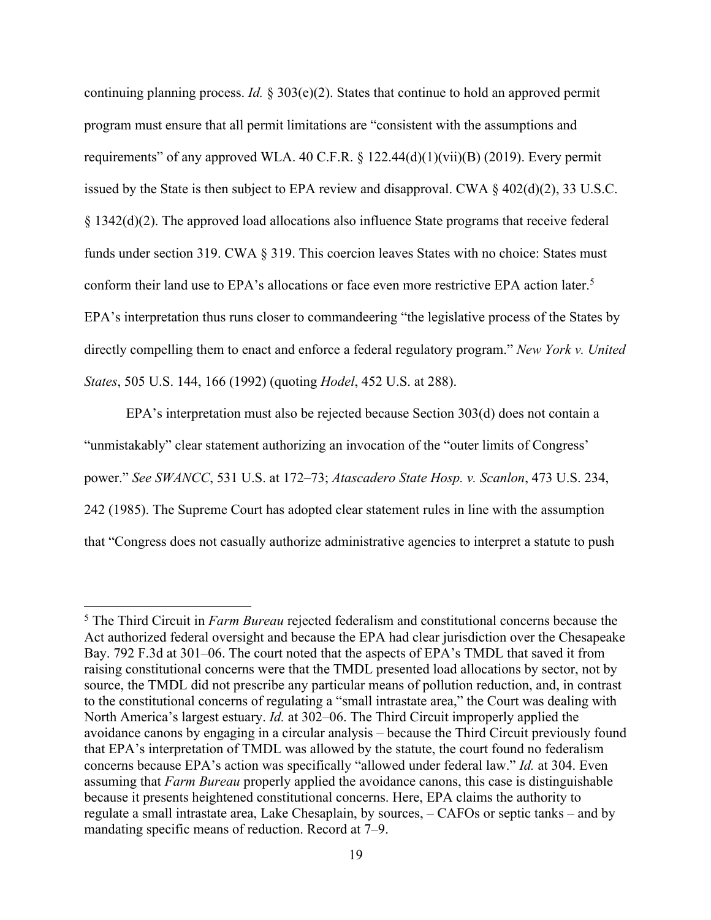continuing planning process. *Id.* § 303(e)(2). States that continue to hold an approved permit program must ensure that all permit limitations are "consistent with the assumptions and requirements" of any approved WLA. 40 C.F.R. § 122.44(d)(1)(vii)(B) (2019). Every permit issued by the State is then subject to EPA review and disapproval. CWA § 402(d)(2), 33 U.S.C. § 1342(d)(2). The approved load allocations also influence State programs that receive federal funds under section 319. CWA § 319. This coercion leaves States with no choice: States must conform their land use to EPA's allocations or face even more restrictive EPA action later.[5] EPA's interpretation thus runs closer to commandeering "the legislative process of the States by directly compelling them to enact and enforce a federal regulatory program." *New York v. United States*, 505 U.S. 144, 166 (1992) (quoting *Hodel*, 452 U.S. at 288).

EPA's interpretation must also be rejected because Section 303(d) does not contain a "unmistakably" clear statement authorizing an invocation of the "outer limits of Congress' power." *See SWANCC*, 531 U.S. at 172–73; *Atascadero State Hosp. v. Scanlon*, 473 U.S. 234, 242 (1985). The Supreme Court has adopted clear statement rules in line with the assumption that "Congress does not casually authorize administrative agencies to interpret a statute to push

---

[5] The Third Circuit in *Farm Bureau* rejected federalism and constitutional concerns because the Act authorized federal oversight and because the EPA had clear jurisdiction over the Chesapeake Bay. 792 F.3d at 301–06. The court noted that the aspects of EPA's TMDL that saved it from raising constitutional concerns were that the TMDL presented load allocations by sector, not by source, the TMDL did not prescribe any particular means of pollution reduction, and, in contrast to the constitutional concerns of regulating a "small intrastate area," the Court was dealing with North America's largest estuary. *Id.* at 302–06. The Third Circuit improperly applied the avoidance canons by engaging in a circular analysis – because the Third Circuit previously found that EPA's interpretation of TMDL was allowed by the statute, the court found no federalism concerns because EPA's action was specifically "allowed under federal law." *Id.* at 304. Even assuming that *Farm Bureau* properly applied the avoidance canons, this case is distinguishable because it presents heightened constitutional concerns. Here, EPA claims the authority to regulate a small intrastate area, Lake Chesaplain, by sources, – CAFOs or septic tanks – and by mandating specific means of reduction. Record at 7–9.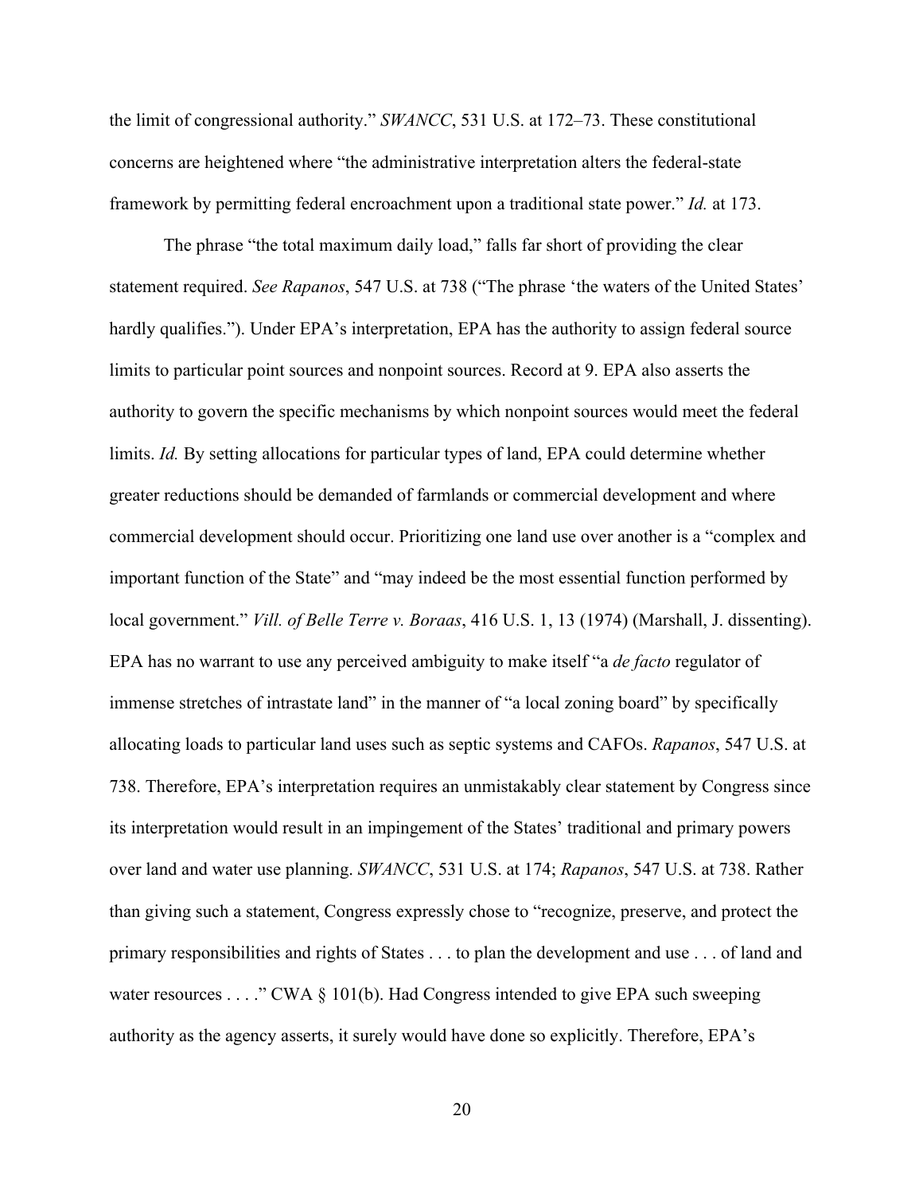the limit of congressional authority." *SWANCC*, 531 U.S. at 172–73. These constitutional concerns are heightened where "the administrative interpretation alters the federal-state framework by permitting federal encroachment upon a traditional state power." *Id.* at 173.

The phrase "the total maximum daily load," falls far short of providing the clear statement required. *See Rapanos*, 547 U.S. at 738 ("The phrase 'the waters of the United States' hardly qualifies."). Under EPA's interpretation, EPA has the authority to assign federal source limits to particular point sources and nonpoint sources. Record at 9. EPA also asserts the authority to govern the specific mechanisms by which nonpoint sources would meet the federal limits. *Id.* By setting allocations for particular types of land, EPA could determine whether greater reductions should be demanded of farmlands or commercial development and where commercial development should occur. Prioritizing one land use over another is a "complex and important function of the State" and "may indeed be the most essential function performed by local government." *Vill. of Belle Terre v. Boraas*, 416 U.S. 1, 13 (1974) (Marshall, J. dissenting). EPA has no warrant to use any perceived ambiguity to make itself "a *de facto* regulator of immense stretches of intrastate land" in the manner of "a local zoning board" by specifically allocating loads to particular land uses such as septic systems and CAFOs. *Rapanos*, 547 U.S. at 738. Therefore, EPA's interpretation requires an unmistakably clear statement by Congress since its interpretation would result in an impingement of the States' traditional and primary powers over land and water use planning. *SWANCC*, 531 U.S. at 174; *Rapanos*, 547 U.S. at 738. Rather than giving such a statement, Congress expressly chose to "recognize, preserve, and protect the primary responsibilities and rights of States . . . to plan the development and use . . . of land and water resources . . . ." CWA § 101(b). Had Congress intended to give EPA such sweeping authority as the agency asserts, it surely would have done so explicitly. Therefore, EPA's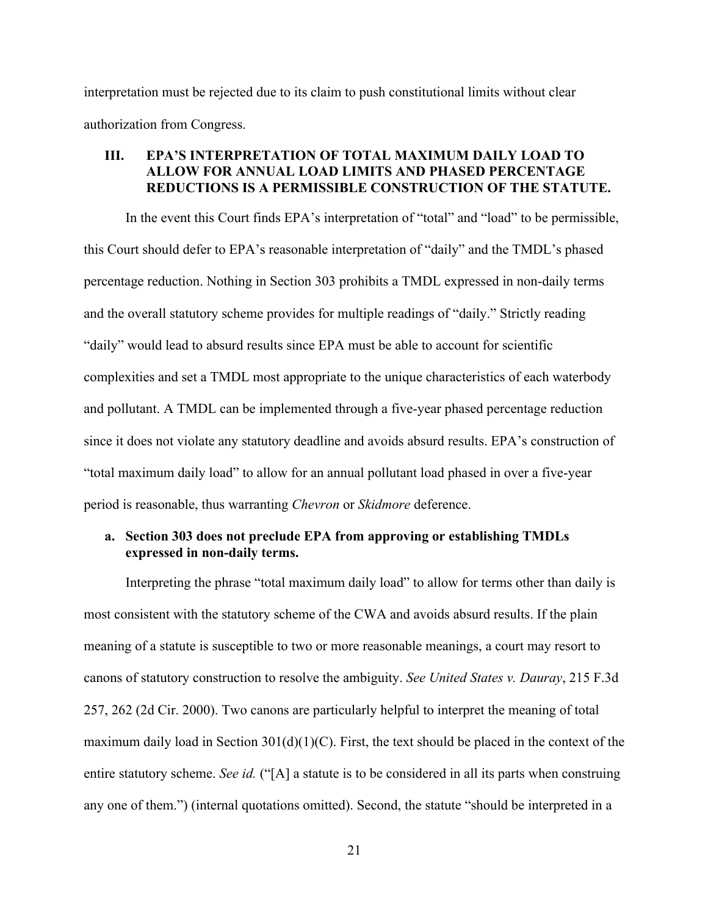interpretation must be rejected due to its claim to push constitutional limits without clear authorization from Congress.

## III. EPA'S INTERPRETATION OF TOTAL MAXIMUM DAILY LOAD TO ALLOW FOR ANNUAL LOAD LIMITS AND PHASED PERCENTAGE REDUCTIONS IS A PERMISSIBLE CONSTRUCTION OF THE STATUTE.

In the event this Court finds EPA's interpretation of "total" and "load" to be permissible, this Court should defer to EPA's reasonable interpretation of "daily" and the TMDL's phased percentage reduction. Nothing in Section 303 prohibits a TMDL expressed in non-daily terms and the overall statutory scheme provides for multiple readings of "daily." Strictly reading "daily" would lead to absurd results since EPA must be able to account for scientific complexities and set a TMDL most appropriate to the unique characteristics of each waterbody and pollutant. A TMDL can be implemented through a five-year phased percentage reduction since it does not violate any statutory deadline and avoids absurd results. EPA's construction of "total maximum daily load" to allow for an annual pollutant load phased in over a five-year period is reasonable, thus warranting *Chevron* or *Skidmore* deference.

### a. Section 303 does not preclude EPA from approving or establishing TMDLs expressed in non-daily terms.

Interpreting the phrase "total maximum daily load" to allow for terms other than daily is most consistent with the statutory scheme of the CWA and avoids absurd results. If the plain meaning of a statute is susceptible to two or more reasonable meanings, a court may resort to canons of statutory construction to resolve the ambiguity. *See United States v. Dauray*, 215 F.3d 257, 262 (2d Cir. 2000). Two canons are particularly helpful to interpret the meaning of total maximum daily load in Section 301(d)(1)(C). First, the text should be placed in the context of the entire statutory scheme. *See id.* ("[A] a statute is to be considered in all its parts when construing any one of them.") (internal quotations omitted). Second, the statute "should be interpreted in a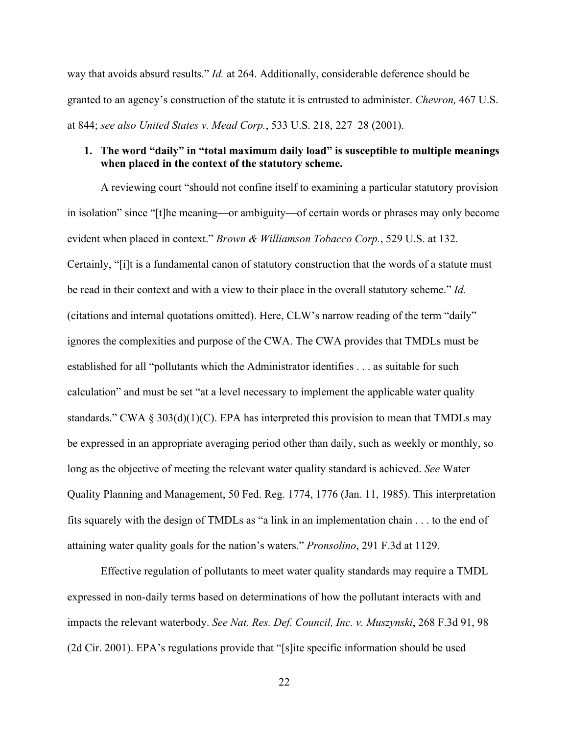way that avoids absurd results." *Id.* at 264. Additionally, considerable deference should be granted to an agency's construction of the statute it is entrusted to administer. *Chevron,* 467 U.S. at 844; *see also United States v. Mead Corp.*, 533 U.S. 218, 227–28 (2001).

**1. The word "daily" in "total maximum daily load" is susceptible to multiple meanings when placed in the context of the statutory scheme.**

A reviewing court "should not confine itself to examining a particular statutory provision in isolation" since "[t]he meaning—or ambiguity—of certain words or phrases may only become evident when placed in context." *Brown & Williamson Tobacco Corp.*, 529 U.S. at 132. Certainly, "[i]t is a fundamental canon of statutory construction that the words of a statute must be read in their context and with a view to their place in the overall statutory scheme." *Id.* (citations and internal quotations omitted). Here, CLW's narrow reading of the term "daily" ignores the complexities and purpose of the CWA. The CWA provides that TMDLs must be established for all "pollutants which the Administrator identifies . . . as suitable for such calculation" and must be set "at a level necessary to implement the applicable water quality standards." CWA § 303(d)(1)(C). EPA has interpreted this provision to mean that TMDLs may be expressed in an appropriate averaging period other than daily, such as weekly or monthly, so long as the objective of meeting the relevant water quality standard is achieved. *See* Water Quality Planning and Management, 50 Fed. Reg. 1774, 1776 (Jan. 11, 1985). This interpretation fits squarely with the design of TMDLs as "a link in an implementation chain . . . to the end of attaining water quality goals for the nation's waters." *Pronsolino*, 291 F.3d at 1129.

Effective regulation of pollutants to meet water quality standards may require a TMDL expressed in non-daily terms based on determinations of how the pollutant interacts with and impacts the relevant waterbody. *See Nat. Res. Def. Council, Inc. v. Muszynski*, 268 F.3d 91, 98 (2d Cir. 2001). EPA's regulations provide that "[s]ite specific information should be used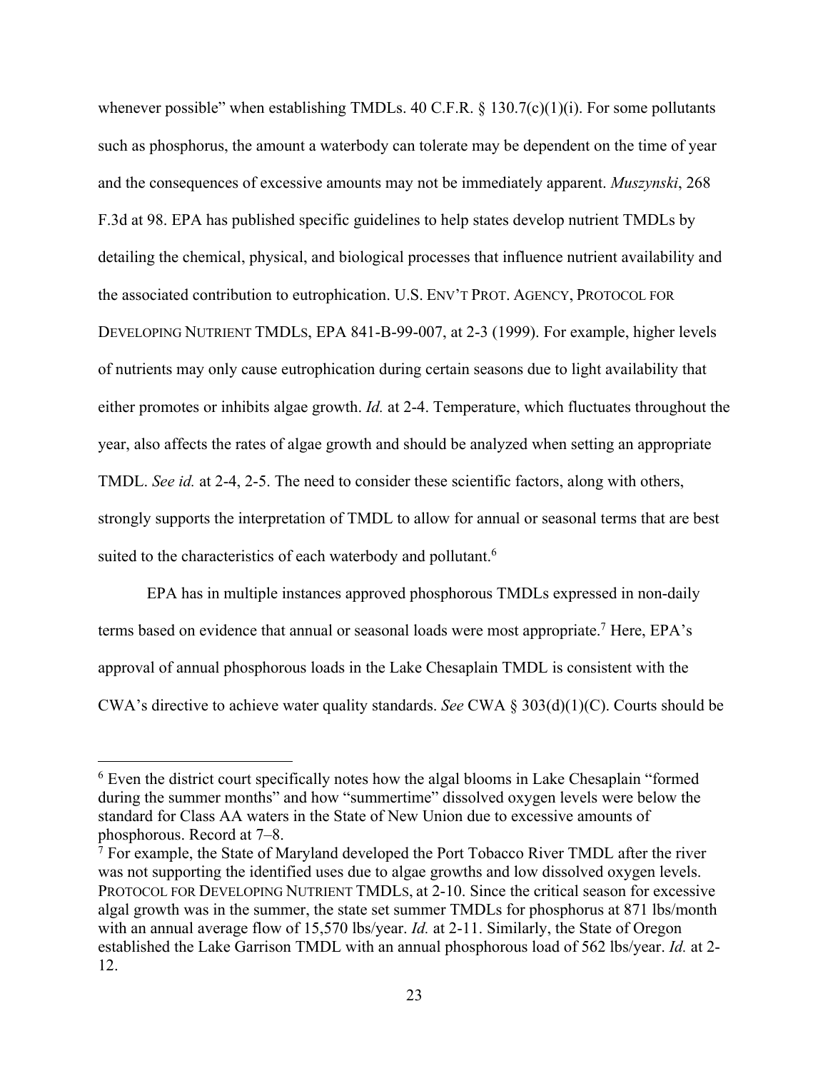whenever possible" when establishing TMDLs. 40 C.F.R. § 130.7(c)(1)(i). For some pollutants such as phosphorus, the amount a waterbody can tolerate may be dependent on the time of year and the consequences of excessive amounts may not be immediately apparent. *Muszynski*, 268 F.3d at 98. EPA has published specific guidelines to help states develop nutrient TMDLs by detailing the chemical, physical, and biological processes that influence nutrient availability and the associated contribution to eutrophication. U.S. ENV'T PROT. AGENCY, PROTOCOL FOR DEVELOPING NUTRIENT TMDLS, EPA 841-B-99-007, at 2-3 (1999). For example, higher levels of nutrients may only cause eutrophication during certain seasons due to light availability that either promotes or inhibits algae growth. *Id.* at 2-4. Temperature, which fluctuates throughout the year, also affects the rates of algae growth and should be analyzed when setting an appropriate TMDL. *See id.* at 2-4, 2-5. The need to consider these scientific factors, along with others, strongly supports the interpretation of TMDL to allow for annual or seasonal terms that are best suited to the characteristics of each waterbody and pollutant.[6]

EPA has in multiple instances approved phosphorous TMDLs expressed in non-daily terms based on evidence that annual or seasonal loads were most appropriate.[7] Here, EPA's approval of annual phosphorous loads in the Lake Chesaplain TMDL is consistent with the CWA's directive to achieve water quality standards. *See* CWA § 303(d)(1)(C). Courts should be

---

[6] Even the district court specifically notes how the algal blooms in Lake Chesaplain "formed during the summer months" and how "summertime" dissolved oxygen levels were below the standard for Class AA waters in the State of New Union due to excessive amounts of phosphorous. Record at 7–8.

[7] For example, the State of Maryland developed the Port Tobacco River TMDL after the river was not supporting the identified uses due to algae growths and low dissolved oxygen levels. PROTOCOL FOR DEVELOPING NUTRIENT TMDLS, at 2-10. Since the critical season for excessive algal growth was in the summer, the state set summer TMDLs for phosphorus at 871 lbs/month with an annual average flow of 15,570 lbs/year. *Id.* at 2-11. Similarly, the State of Oregon established the Lake Garrison TMDL with an annual phosphorous load of 562 lbs/year. *Id.* at 2-12.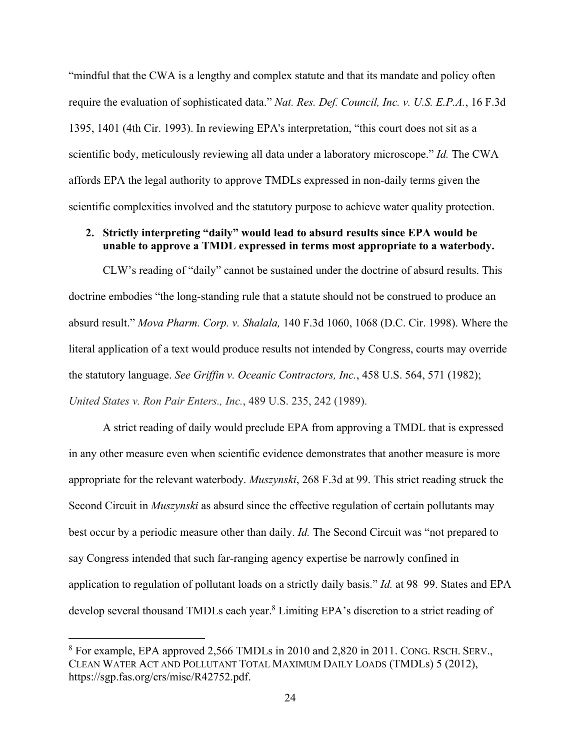"mindful that the CWA is a lengthy and complex statute and that its mandate and policy often require the evaluation of sophisticated data." *Nat. Res. Def. Council, Inc. v. U.S. E.P.A.*, 16 F.3d 1395, 1401 (4th Cir. 1993). In reviewing EPA's interpretation, "this court does not sit as a scientific body, meticulously reviewing all data under a laboratory microscope." *Id.* The CWA affords EPA the legal authority to approve TMDLs expressed in non-daily terms given the scientific complexities involved and the statutory purpose to achieve water quality protection.

**2. Strictly interpreting "daily" would lead to absurd results since EPA would be unable to approve a TMDL expressed in terms most appropriate to a waterbody.**

CLW's reading of "daily" cannot be sustained under the doctrine of absurd results. This doctrine embodies "the long-standing rule that a statute should not be construed to produce an absurd result." *Mova Pharm. Corp. v. Shalala,* 140 F.3d 1060, 1068 (D.C. Cir. 1998). Where the literal application of a text would produce results not intended by Congress, courts may override the statutory language. *See Griffin v. Oceanic Contractors, Inc.*, 458 U.S. 564, 571 (1982); *United States v. Ron Pair Enters., Inc.*, 489 U.S. 235, 242 (1989).

A strict reading of daily would preclude EPA from approving a TMDL that is expressed in any other measure even when scientific evidence demonstrates that another measure is more appropriate for the relevant waterbody. *Muszynski*, 268 F.3d at 99. This strict reading struck the Second Circuit in *Muszynski* as absurd since the effective regulation of certain pollutants may best occur by a periodic measure other than daily. *Id.* The Second Circuit was "not prepared to say Congress intended that such far-ranging agency expertise be narrowly confined in application to regulation of pollutant loads on a strictly daily basis." *Id.* at 98–99. States and EPA develop several thousand TMDLs each year.[8] Limiting EPA's discretion to a strict reading of

[8] For example, EPA approved 2,566 TMDLs in 2010 and 2,820 in 2011. CONG. RSCH. SERV., CLEAN WATER ACT AND POLLUTANT TOTAL MAXIMUM DAILY LOADS (TMDLS) 5 (2012), https://sgp.fas.org/crs/misc/R42752.pdf.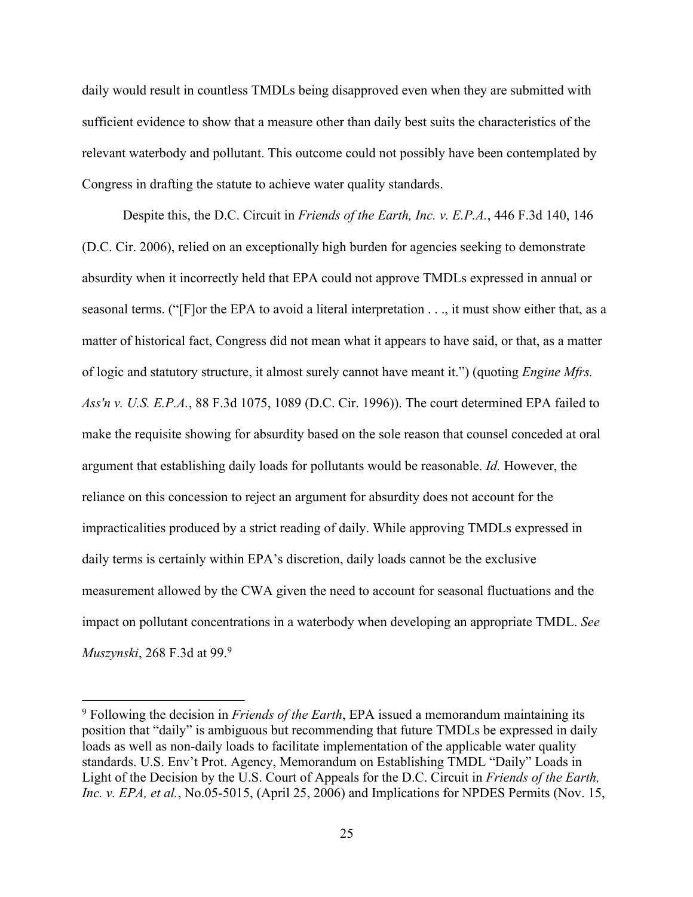daily would result in countless TMDLs being disapproved even when they are submitted with sufficient evidence to show that a measure other than daily best suits the characteristics of the relevant waterbody and pollutant. This outcome could not possibly have been contemplated by Congress in drafting the statute to achieve water quality standards.

Despite this, the D.C. Circuit in *Friends of the Earth, Inc. v. E.P.A.*, 446 F.3d 140, 146 (D.C. Cir. 2006), relied on an exceptionally high burden for agencies seeking to demonstrate absurdity when it incorrectly held that EPA could not approve TMDLs expressed in annual or seasonal terms. ("[F]or the EPA to avoid a literal interpretation . . ., it must show either that, as a matter of historical fact, Congress did not mean what it appears to have said, or that, as a matter of logic and statutory structure, it almost surely cannot have meant it.") (quoting *Engine Mfrs. Ass'n v. U.S. E.P.A.*, 88 F.3d 1075, 1089 (D.C. Cir. 1996)). The court determined EPA failed to make the requisite showing for absurdity based on the sole reason that counsel conceded at oral argument that establishing daily loads for pollutants would be reasonable. *Id.* However, the reliance on this concession to reject an argument for absurdity does not account for the impracticalities produced by a strict reading of daily. While approving TMDLs expressed in daily terms is certainly within EPA's discretion, daily loads cannot be the exclusive measurement allowed by the CWA given the need to account for seasonal fluctuations and the impact on pollutant concentrations in a waterbody when developing an appropriate TMDL. *See Muszynski*, 268 F.3d at 99.[9]

---

[9] Following the decision in *Friends of the Earth*, EPA issued a memorandum maintaining its position that "daily" is ambiguous but recommending that future TMDLs be expressed in daily loads as well as non-daily loads to facilitate implementation of the applicable water quality standards. U.S. Env't Prot. Agency, Memorandum on Establishing TMDL "Daily" Loads in Light of the Decision by the U.S. Court of Appeals for the D.C. Circuit in *Friends of the Earth, Inc. v. EPA, et al.*, No.05-5015, (April 25, 2006) and Implications for NPDES Permits (Nov. 15,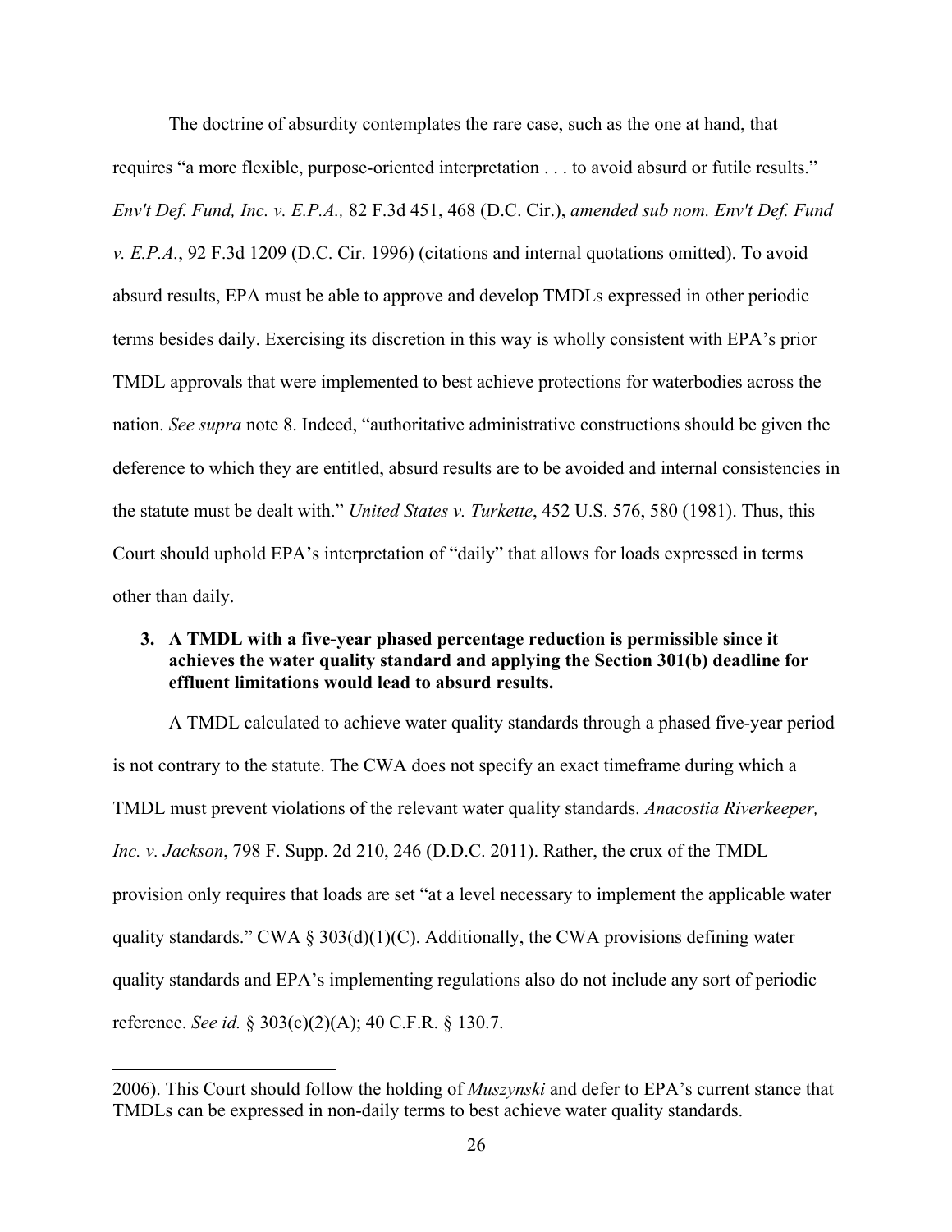The doctrine of absurdity contemplates the rare case, such as the one at hand, that requires "a more flexible, purpose-oriented interpretation . . . to avoid absurd or futile results." *Env't Def. Fund, Inc. v. E.P.A.,* 82 F.3d 451, 468 (D.C. Cir.), *amended sub nom. Env't Def. Fund v. E.P.A.*, 92 F.3d 1209 (D.C. Cir. 1996) (citations and internal quotations omitted). To avoid absurd results, EPA must be able to approve and develop TMDLs expressed in other periodic terms besides daily. Exercising its discretion in this way is wholly consistent with EPA's prior TMDL approvals that were implemented to best achieve protections for waterbodies across the nation. *See supra* note 8. Indeed, "authoritative administrative constructions should be given the deference to which they are entitled, absurd results are to be avoided and internal consistencies in the statute must be dealt with." *United States v. Turkette*, 452 U.S. 576, 580 (1981). Thus, this Court should uphold EPA's interpretation of "daily" that allows for loads expressed in terms other than daily.

**3. A TMDL with a five-year phased percentage reduction is permissible since it achieves the water quality standard and applying the Section 301(b) deadline for effluent limitations would lead to absurd results.**

A TMDL calculated to achieve water quality standards through a phased five-year period is not contrary to the statute. The CWA does not specify an exact timeframe during which a TMDL must prevent violations of the relevant water quality standards. *Anacostia Riverkeeper, Inc. v. Jackson*, 798 F. Supp. 2d 210, 246 (D.D.C. 2011). Rather, the crux of the TMDL provision only requires that loads are set "at a level necessary to implement the applicable water quality standards." CWA § 303(d)(1)(C). Additionally, the CWA provisions defining water quality standards and EPA's implementing regulations also do not include any sort of periodic reference. *See id.* § 303(c)(2)(A); 40 C.F.R. § 130.7.

---

2006). This Court should follow the holding of *Muszynski* and defer to EPA's current stance that TMDLs can be expressed in non-daily terms to best achieve water quality standards.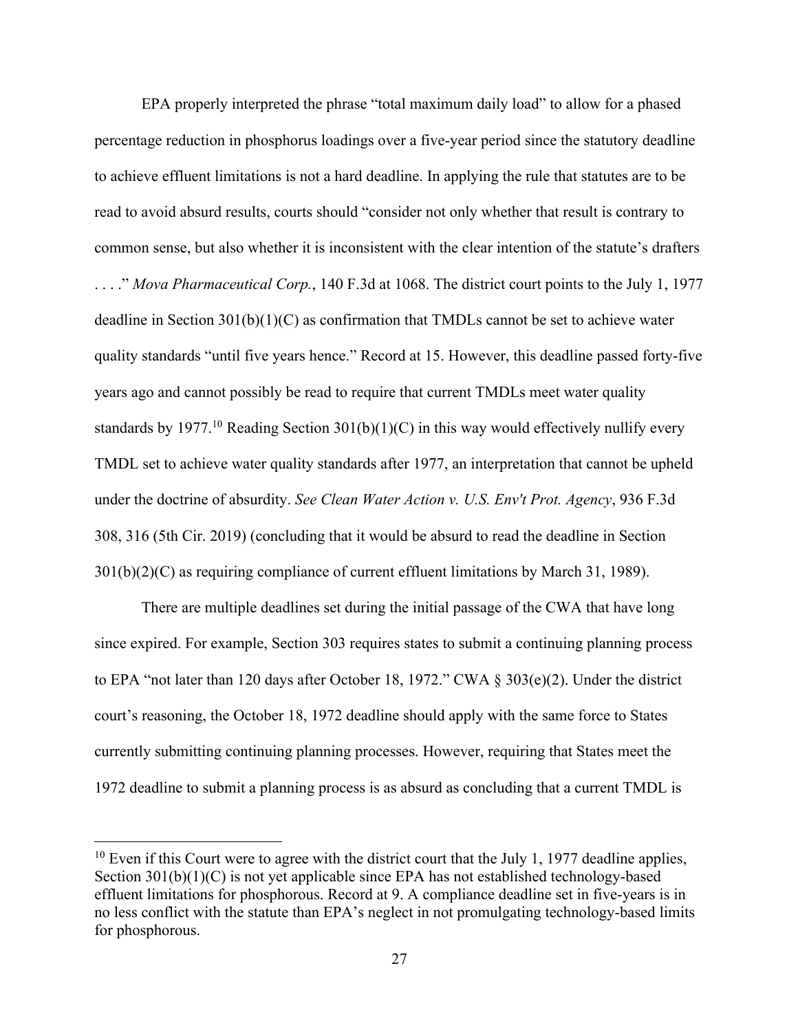EPA properly interpreted the phrase "total maximum daily load" to allow for a phased percentage reduction in phosphorus loadings over a five-year period since the statutory deadline to achieve effluent limitations is not a hard deadline. In applying the rule that statutes are to be read to avoid absurd results, courts should "consider not only whether that result is contrary to common sense, but also whether it is inconsistent with the clear intention of the statute's drafters . . . ." *Mova Pharmaceutical Corp.*, 140 F.3d at 1068. The district court points to the July 1, 1977 deadline in Section 301(b)(1)(C) as confirmation that TMDLs cannot be set to achieve water quality standards "until five years hence." Record at 15. However, this deadline passed forty-five years ago and cannot possibly be read to require that current TMDLs meet water quality standards by 1977.[10] Reading Section 301(b)(1)(C) in this way would effectively nullify every TMDL set to achieve water quality standards after 1977, an interpretation that cannot be upheld under the doctrine of absurdity. *See Clean Water Action v. U.S. Env't Prot. Agency*, 936 F.3d 308, 316 (5th Cir. 2019) (concluding that it would be absurd to read the deadline in Section 301(b)(2)(C) as requiring compliance of current effluent limitations by March 31, 1989).

There are multiple deadlines set during the initial passage of the CWA that have long since expired. For example, Section 303 requires states to submit a continuing planning process to EPA "not later than 120 days after October 18, 1972." CWA § 303(e)(2). Under the district court's reasoning, the October 18, 1972 deadline should apply with the same force to States currently submitting continuing planning processes. However, requiring that States meet the 1972 deadline to submit a planning process is as absurd as concluding that a current TMDL is

[10] Even if this Court were to agree with the district court that the July 1, 1977 deadline applies, Section 301(b)(1)(C) is not yet applicable since EPA has not established technology-based effluent limitations for phosphorous. Record at 9. A compliance deadline set in five-years is in no less conflict with the statute than EPA's neglect in not promulgating technology-based limits for phosphorous.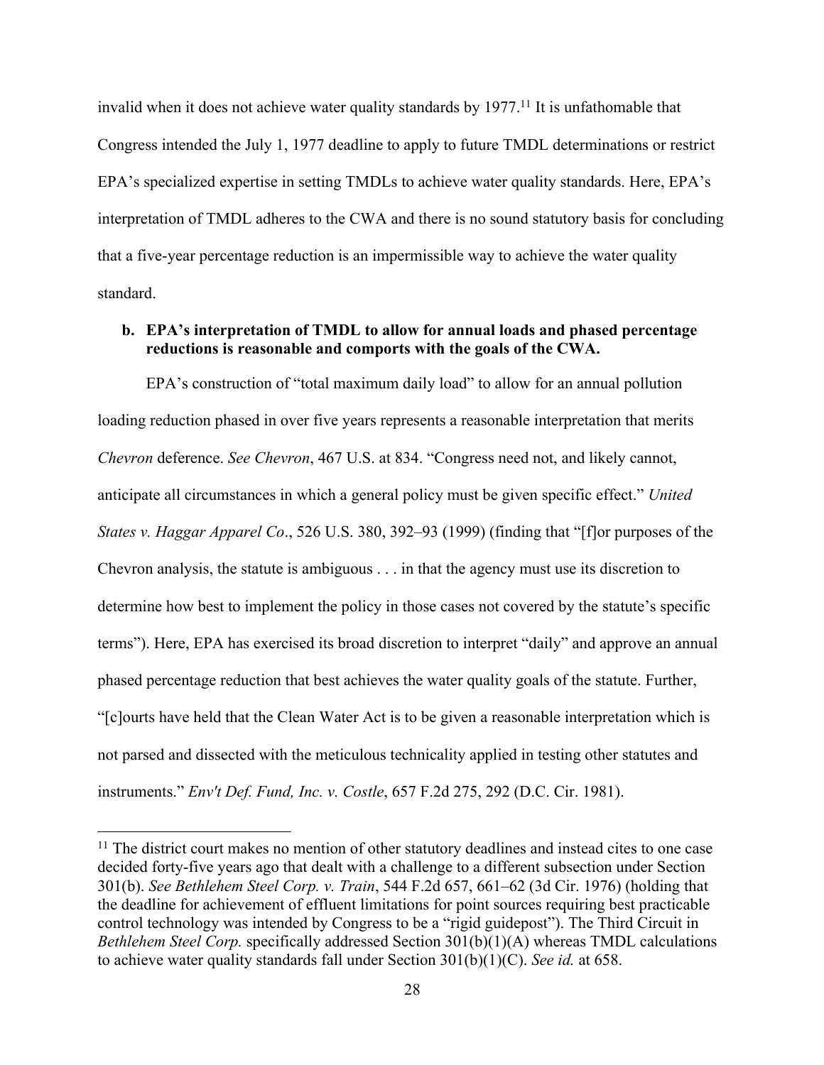invalid when it does not achieve water quality standards by 1977.[11] It is unfathomable that Congress intended the July 1, 1977 deadline to apply to future TMDL determinations or restrict EPA's specialized expertise in setting TMDLs to achieve water quality standards. Here, EPA's interpretation of TMDL adheres to the CWA and there is no sound statutory basis for concluding that a five-year percentage reduction is an impermissible way to achieve the water quality standard.

**b. EPA's interpretation of TMDL to allow for annual loads and phased percentage reductions is reasonable and comports with the goals of the CWA.**

EPA's construction of "total maximum daily load" to allow for an annual pollution loading reduction phased in over five years represents a reasonable interpretation that merits *Chevron* deference. *See Chevron*, 467 U.S. at 834. "Congress need not, and likely cannot, anticipate all circumstances in which a general policy must be given specific effect." *United States v. Haggar Apparel Co*., 526 U.S. 380, 392–93 (1999) (finding that "[f]or purposes of the Chevron analysis, the statute is ambiguous . . . in that the agency must use its discretion to determine how best to implement the policy in those cases not covered by the statute's specific terms"). Here, EPA has exercised its broad discretion to interpret "daily" and approve an annual phased percentage reduction that best achieves the water quality goals of the statute. Further, "[c]ourts have held that the Clean Water Act is to be given a reasonable interpretation which is not parsed and dissected with the meticulous technicality applied in testing other statutes and instruments." *Env't Def. Fund, Inc. v. Costle*, 657 F.2d 275, 292 (D.C. Cir. 1981).

---

[11] The district court makes no mention of other statutory deadlines and instead cites to one case decided forty-five years ago that dealt with a challenge to a different subsection under Section 301(b). *See Bethlehem Steel Corp. v. Train*, 544 F.2d 657, 661–62 (3d Cir. 1976) (holding that the deadline for achievement of effluent limitations for point sources requiring best practicable control technology was intended by Congress to be a "rigid guidepost"). The Third Circuit in *Bethlehem Steel Corp.* specifically addressed Section 301(b)(1)(A) whereas TMDL calculations to achieve water quality standards fall under Section 301(b)(1)(C). *See id.* at 658.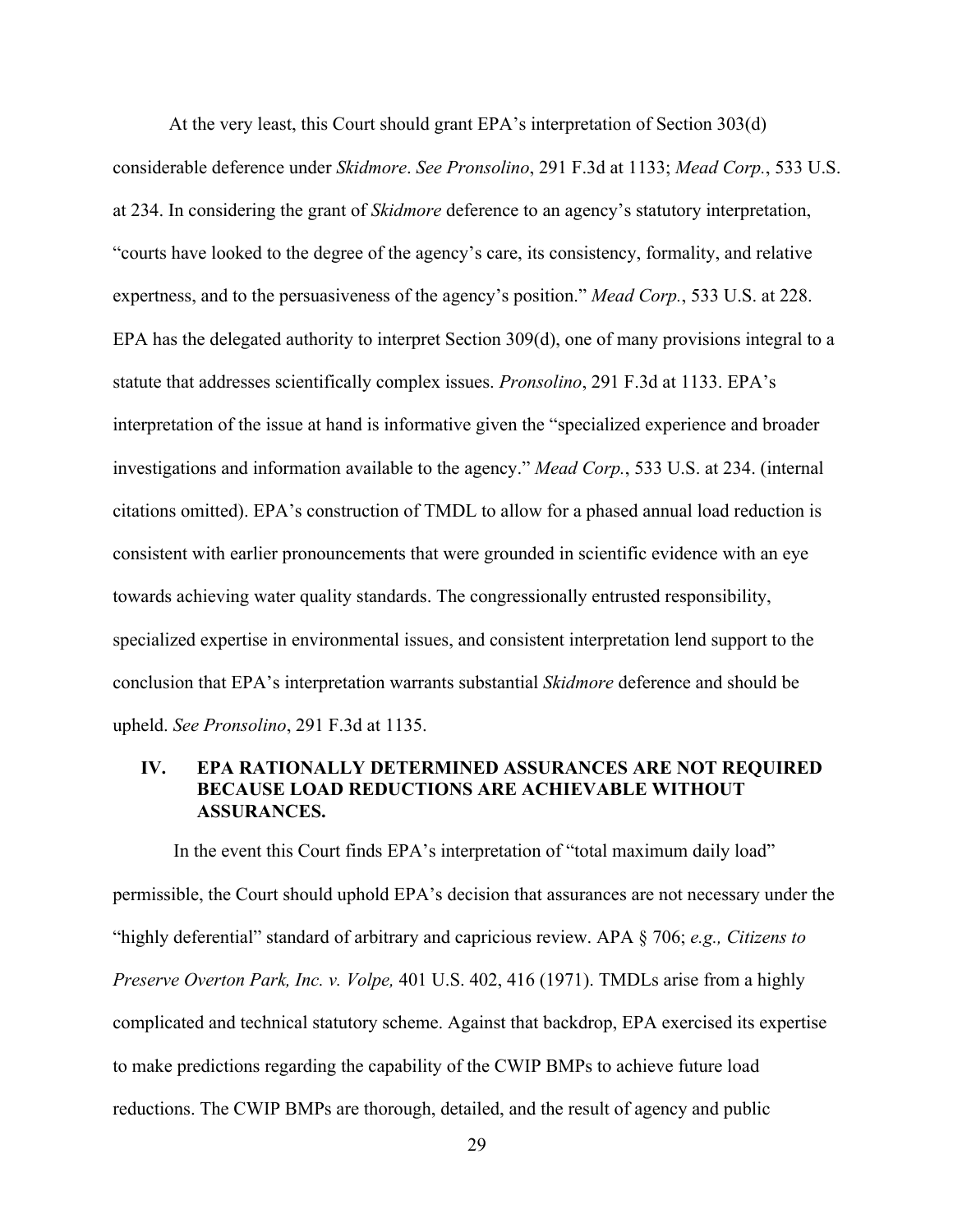At the very least, this Court should grant EPA's interpretation of Section 303(d) considerable deference under *Skidmore*. *See Pronsolino*, 291 F.3d at 1133; *Mead Corp.*, 533 U.S. at 234. In considering the grant of *Skidmore* deference to an agency's statutory interpretation, "courts have looked to the degree of the agency's care, its consistency, formality, and relative expertness, and to the persuasiveness of the agency's position." *Mead Corp.*, 533 U.S. at 228. EPA has the delegated authority to interpret Section 309(d), one of many provisions integral to a statute that addresses scientifically complex issues. *Pronsolino*, 291 F.3d at 1133. EPA's interpretation of the issue at hand is informative given the "specialized experience and broader investigations and information available to the agency." *Mead Corp.*, 533 U.S. at 234. (internal citations omitted). EPA's construction of TMDL to allow for a phased annual load reduction is consistent with earlier pronouncements that were grounded in scientific evidence with an eye towards achieving water quality standards. The congressionally entrusted responsibility, specialized expertise in environmental issues, and consistent interpretation lend support to the conclusion that EPA's interpretation warrants substantial *Skidmore* deference and should be upheld. *See Pronsolino*, 291 F.3d at 1135.

## IV. EPA RATIONALLY DETERMINED ASSURANCES ARE NOT REQUIRED BECAUSE LOAD REDUCTIONS ARE ACHIEVABLE WITHOUT ASSURANCES.

In the event this Court finds EPA's interpretation of "total maximum daily load" permissible, the Court should uphold EPA's decision that assurances are not necessary under the "highly deferential" standard of arbitrary and capricious review. APA § 706; *e.g., Citizens to Preserve Overton Park, Inc. v. Volpe,* 401 U.S. 402, 416 (1971). TMDLs arise from a highly complicated and technical statutory scheme. Against that backdrop, EPA exercised its expertise to make predictions regarding the capability of the CWIP BMPs to achieve future load reductions. The CWIP BMPs are thorough, detailed, and the result of agency and public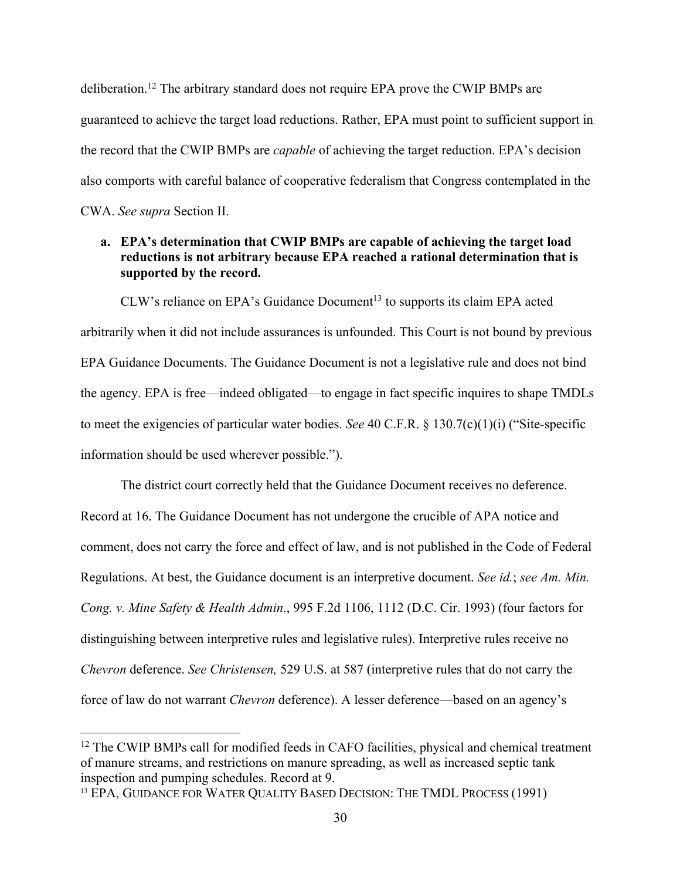deliberation.[12] The arbitrary standard does not require EPA prove the CWIP BMPs are guaranteed to achieve the target load reductions. Rather, EPA must point to sufficient support in the record that the CWIP BMPs are *capable* of achieving the target reduction. EPA's decision also comports with careful balance of cooperative federalism that Congress contemplated in the CWA. *See supra* Section II.

**a. EPA's determination that CWIP BMPs are capable of achieving the target load reductions is not arbitrary because EPA reached a rational determination that is supported by the record.**

CLW's reliance on EPA's Guidance Document[13] to supports its claim EPA acted arbitrarily when it did not include assurances is unfounded. This Court is not bound by previous EPA Guidance Documents. The Guidance Document is not a legislative rule and does not bind the agency. EPA is free—indeed obligated—to engage in fact specific inquires to shape TMDLs to meet the exigencies of particular water bodies. *See* 40 C.F.R. § 130.7(c)(1)(i) ("Site-specific information should be used wherever possible.").

The district court correctly held that the Guidance Document receives no deference. Record at 16. The Guidance Document has not undergone the crucible of APA notice and comment, does not carry the force and effect of law, and is not published in the Code of Federal Regulations. At best, the Guidance document is an interpretive document. *See id.*; *see Am. Min. Cong. v. Mine Safety & Health Admin*., 995 F.2d 1106, 1112 (D.C. Cir. 1993) (four factors for distinguishing between interpretive rules and legislative rules). Interpretive rules receive no *Chevron* deference. *See Christensen,* 529 U.S. at 587 (interpretive rules that do not carry the force of law do not warrant *Chevron* deference). A lesser deference—based on an agency's

---

[12] The CWIP BMPs call for modified feeds in CAFO facilities, physical and chemical treatment of manure streams, and restrictions on manure spreading, as well as increased septic tank inspection and pumping schedules. Record at 9.

[13] EPA, GUIDANCE FOR WATER QUALITY BASED DECISION: THE TMDL PROCESS (1991)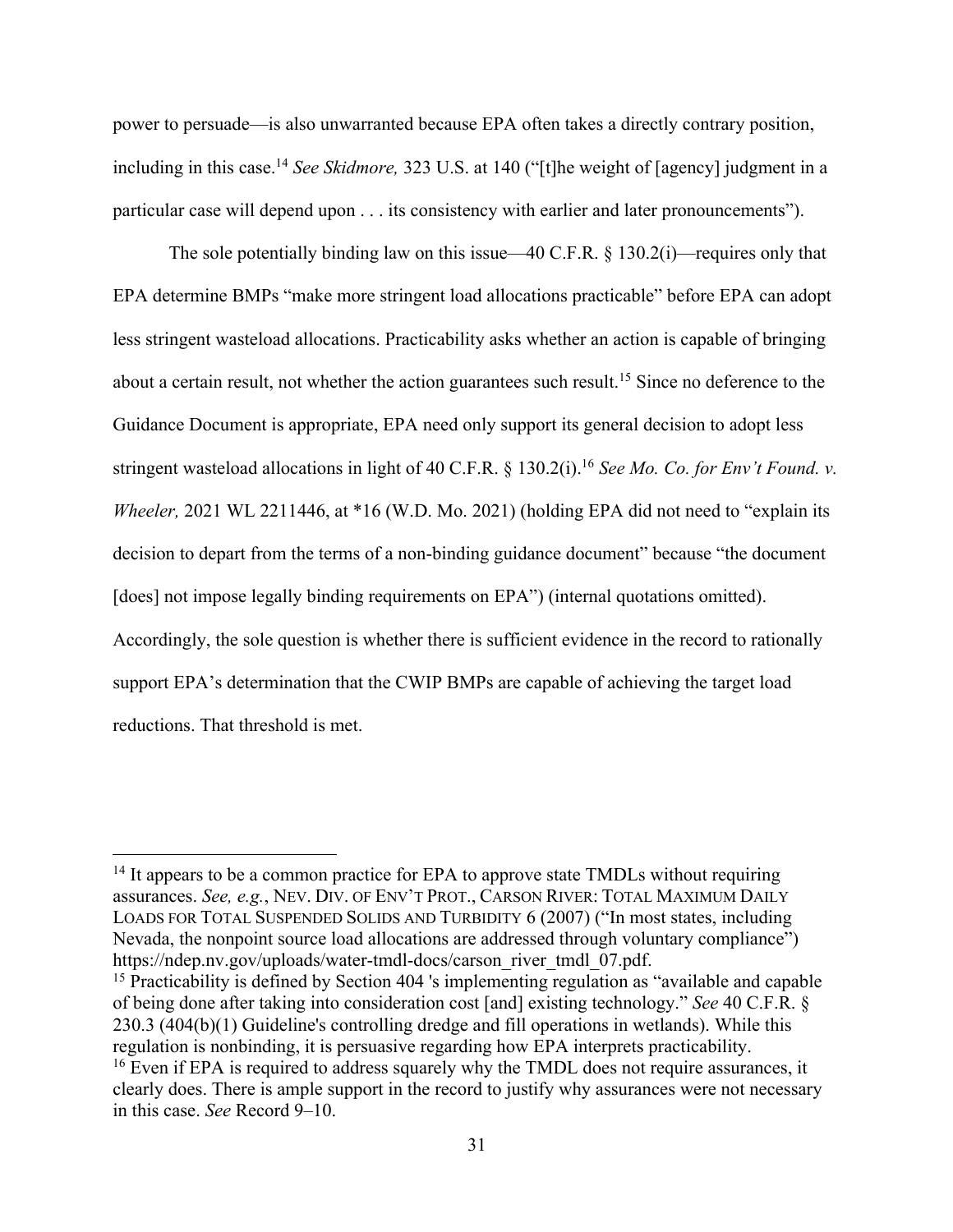power to persuade—is also unwarranted because EPA often takes a directly contrary position, including in this case.[14] *See Skidmore,* 323 U.S. at 140 ("[t]he weight of [agency] judgment in a particular case will depend upon . . . its consistency with earlier and later pronouncements").

The sole potentially binding law on this issue—40 C.F.R. § 130.2(i)—requires only that EPA determine BMPs "make more stringent load allocations practicable" before EPA can adopt less stringent wasteload allocations. Practicability asks whether an action is capable of bringing about a certain result, not whether the action guarantees such result.[15] Since no deference to the Guidance Document is appropriate, EPA need only support its general decision to adopt less stringent wasteload allocations in light of 40 C.F.R. § 130.2(i).[16] *See Mo. Co. for Env't Found. v. Wheeler,* 2021 WL 2211446, at *16 (W.D. Mo. 2021) (holding EPA did not need to "explain its decision to depart from the terms of a non-binding guidance document" because "the document [does] not impose legally binding requirements on EPA") (internal quotations omitted). Accordingly, the sole question is whether there is sufficient evidence in the record to rationally support EPA's determination that the CWIP BMPs are capable of achieving the target load reductions. That threshold is met.

---

[14] It appears to be a common practice for EPA to approve state TMDLs without requiring assurances. *See, e.g.*, NEV. DIV. OF ENV'T PROT., CARSON RIVER: TOTAL MAXIMUM DAILY LOADS FOR TOTAL SUSPENDED SOLIDS AND TURBIDITY 6 (2007) ("In most states, including Nevada, the nonpoint source load allocations are addressed through voluntary compliance") https://ndep.nv.gov/uploads/water-tmdl-docs/carson_river_tmdl_07.pdf.

[15] Practicability is defined by Section 404 's implementing regulation as "available and capable of being done after taking into consideration cost [and] existing technology." *See* 40 C.F.R. § 230.3 (404(b)(1) Guideline's controlling dredge and fill operations in wetlands). While this regulation is nonbinding, it is persuasive regarding how EPA interprets practicability.

[16] Even if EPA is required to address squarely why the TMDL does not require assurances, it clearly does. There is ample support in the record to justify why assurances were not necessary in this case. *See* Record 9–10.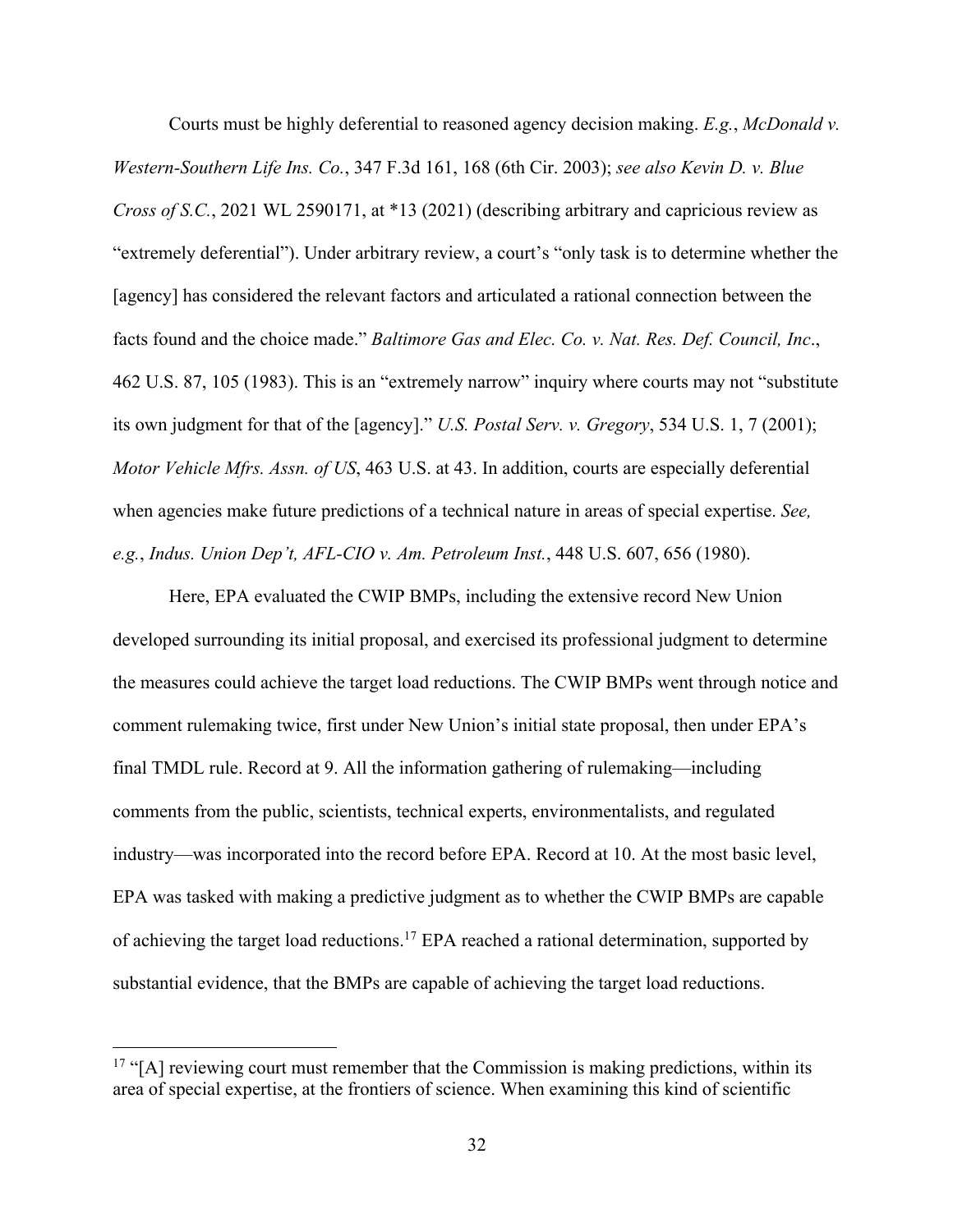Courts must be highly deferential to reasoned agency decision making. *E.g.*, *McDonald v. Western-Southern Life Ins. Co.*, 347 F.3d 161, 168 (6th Cir. 2003); *see also Kevin D. v. Blue Cross of S.C.*, 2021 WL 2590171, at *13 (2021) (describing arbitrary and capricious review as "extremely deferential"). Under arbitrary review, a court's "only task is to determine whether the [agency] has considered the relevant factors and articulated a rational connection between the facts found and the choice made." *Baltimore Gas and Elec. Co. v. Nat. Res. Def. Council, Inc*., 462 U.S. 87, 105 (1983). This is an "extremely narrow" inquiry where courts may not "substitute its own judgment for that of the [agency]." *U.S. Postal Serv. v. Gregory*, 534 U.S. 1, 7 (2001); *Motor Vehicle Mfrs. Assn. of US*, 463 U.S. at 43. In addition, courts are especially deferential when agencies make future predictions of a technical nature in areas of special expertise. *See, e.g.*, *Indus. Union Dep't, AFL-CIO v. Am. Petroleum Inst.*, 448 U.S. 607, 656 (1980).

Here, EPA evaluated the CWIP BMPs, including the extensive record New Union developed surrounding its initial proposal, and exercised its professional judgment to determine the measures could achieve the target load reductions. The CWIP BMPs went through notice and comment rulemaking twice, first under New Union's initial state proposal, then under EPA's final TMDL rule. Record at 9. All the information gathering of rulemaking—including comments from the public, scientists, technical experts, environmentalists, and regulated industry—was incorporated into the record before EPA. Record at 10. At the most basic level, EPA was tasked with making a predictive judgment as to whether the CWIP BMPs are capable of achieving the target load reductions.[17] EPA reached a rational determination, supported by substantial evidence, that the BMPs are capable of achieving the target load reductions.

[17] "[A] reviewing court must remember that the Commission is making predictions, within its area of special expertise, at the frontiers of science. When examining this kind of scientific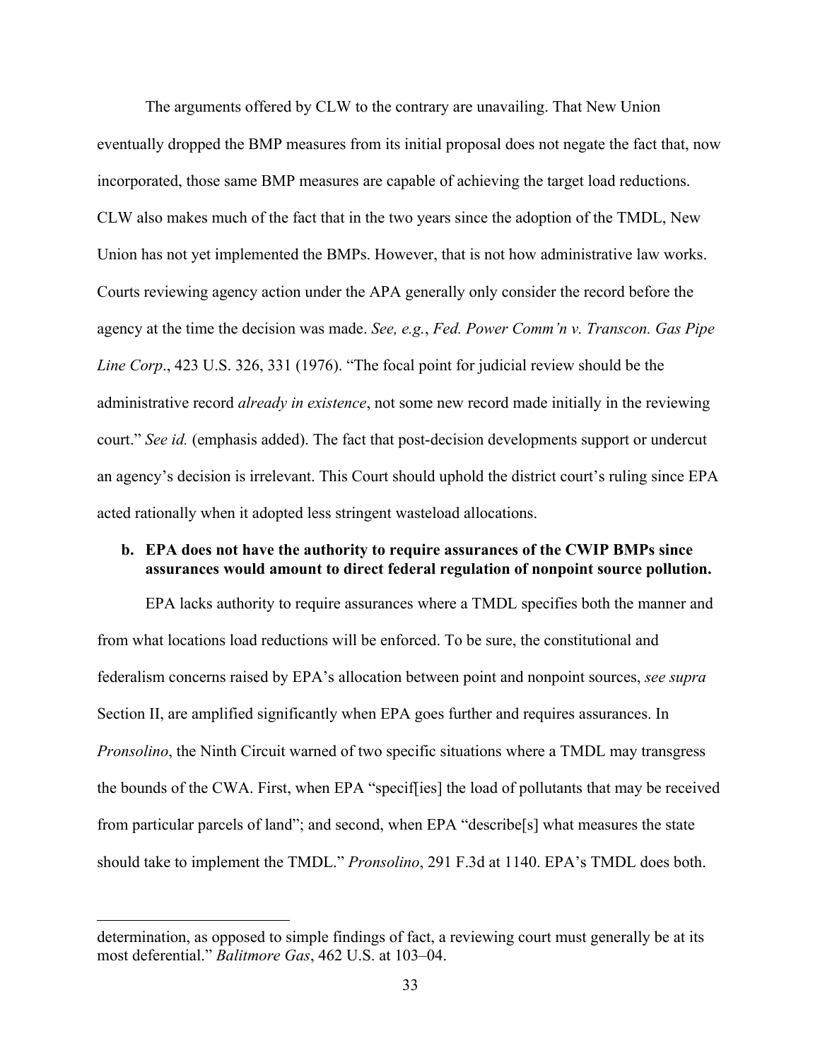The arguments offered by CLW to the contrary are unavailing. That New Union eventually dropped the BMP measures from its initial proposal does not negate the fact that, now incorporated, those same BMP measures are capable of achieving the target load reductions. CLW also makes much of the fact that in the two years since the adoption of the TMDL, New Union has not yet implemented the BMPs. However, that is not how administrative law works. Courts reviewing agency action under the APA generally only consider the record before the agency at the time the decision was made. *See, e.g.*, *Fed. Power Comm'n v. Transcon. Gas Pipe Line Corp*., 423 U.S. 326, 331 (1976). "The focal point for judicial review should be the administrative record *already in existence*, not some new record made initially in the reviewing court." *See id.* (emphasis added). The fact that post-decision developments support or undercut an agency's decision is irrelevant. This Court should uphold the district court's ruling since EPA acted rationally when it adopted less stringent wasteload allocations.

**b. EPA does not have the authority to require assurances of the CWIP BMPs since assurances would amount to direct federal regulation of nonpoint source pollution.**

EPA lacks authority to require assurances where a TMDL specifies both the manner and from what locations load reductions will be enforced. To be sure, the constitutional and federalism concerns raised by EPA's allocation between point and nonpoint sources, *see supra* Section II, are amplified significantly when EPA goes further and requires assurances. In *Pronsolino*, the Ninth Circuit warned of two specific situations where a TMDL may transgress the bounds of the CWA. First, when EPA "specif[ies] the load of pollutants that may be received from particular parcels of land"; and second, when EPA "describe[s] what measures the state should take to implement the TMDL." *Pronsolino*, 291 F.3d at 1140. EPA's TMDL does both.

---

determination, as opposed to simple findings of fact, a reviewing court must generally be at its most deferential." *Balitmore Gas*, 462 U.S. at 103–04.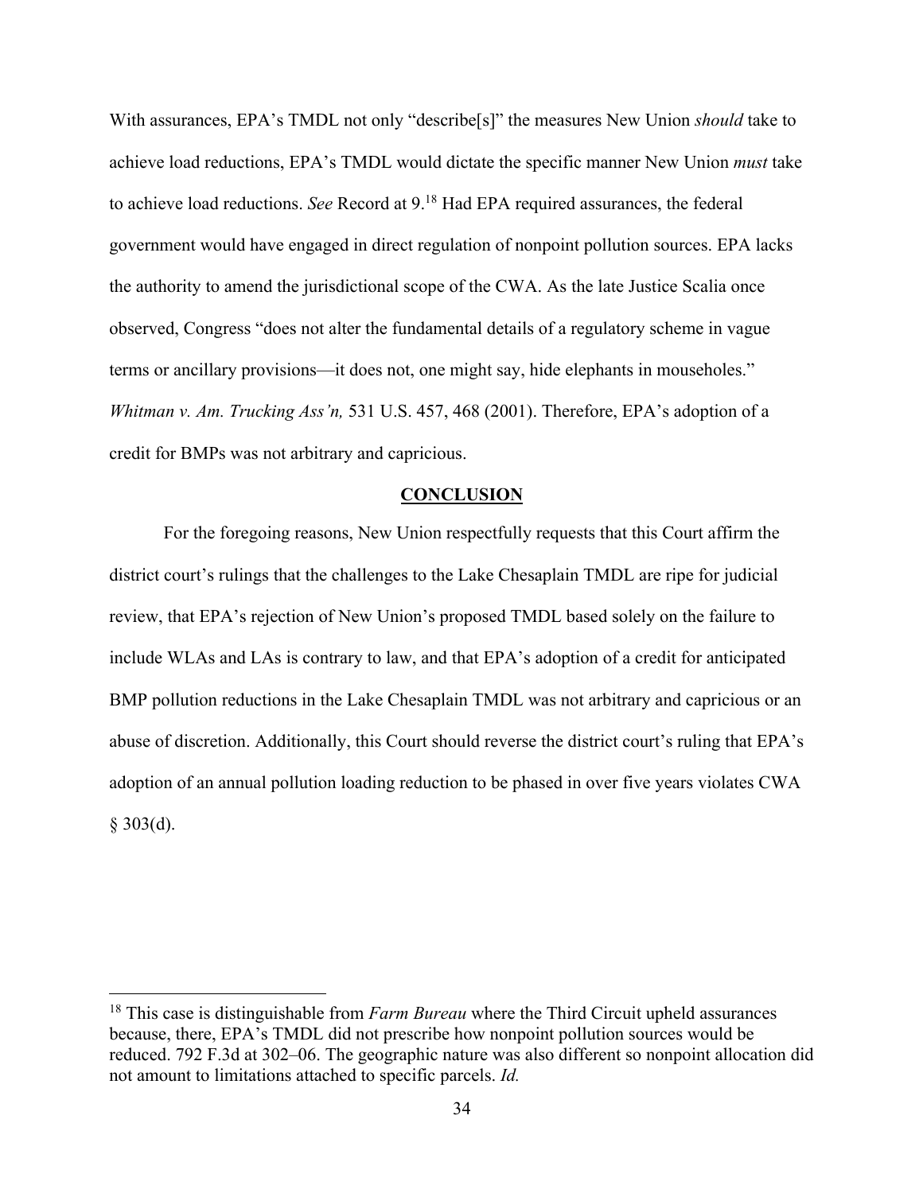With assurances, EPA's TMDL not only "describe[s]" the measures New Union *should* take to achieve load reductions, EPA's TMDL would dictate the specific manner New Union *must* take to achieve load reductions. *See* Record at 9.[18] Had EPA required assurances, the federal government would have engaged in direct regulation of nonpoint pollution sources. EPA lacks the authority to amend the jurisdictional scope of the CWA. As the late Justice Scalia once observed, Congress "does not alter the fundamental details of a regulatory scheme in vague terms or ancillary provisions—it does not, one might say, hide elephants in mouseholes." *Whitman v. Am. Trucking Ass'n,* 531 U.S. 457, 468 (2001). Therefore, EPA's adoption of a credit for BMPs was not arbitrary and capricious.

## CONCLUSION

For the foregoing reasons, New Union respectfully requests that this Court affirm the district court's rulings that the challenges to the Lake Chesaplain TMDL are ripe for judicial review, that EPA's rejection of New Union's proposed TMDL based solely on the failure to include WLAs and LAs is contrary to law, and that EPA's adoption of a credit for anticipated BMP pollution reductions in the Lake Chesaplain TMDL was not arbitrary and capricious or an abuse of discretion. Additionally, this Court should reverse the district court's ruling that EPA's adoption of an annual pollution loading reduction to be phased in over five years violates CWA § 303(d).

---

[18] This case is distinguishable from *Farm Bureau* where the Third Circuit upheld assurances because, there, EPA's TMDL did not prescribe how nonpoint pollution sources would be reduced. 792 F.3d at 302–06. The geographic nature was also different so nonpoint allocation did not amount to limitations attached to specific parcels. *Id.*